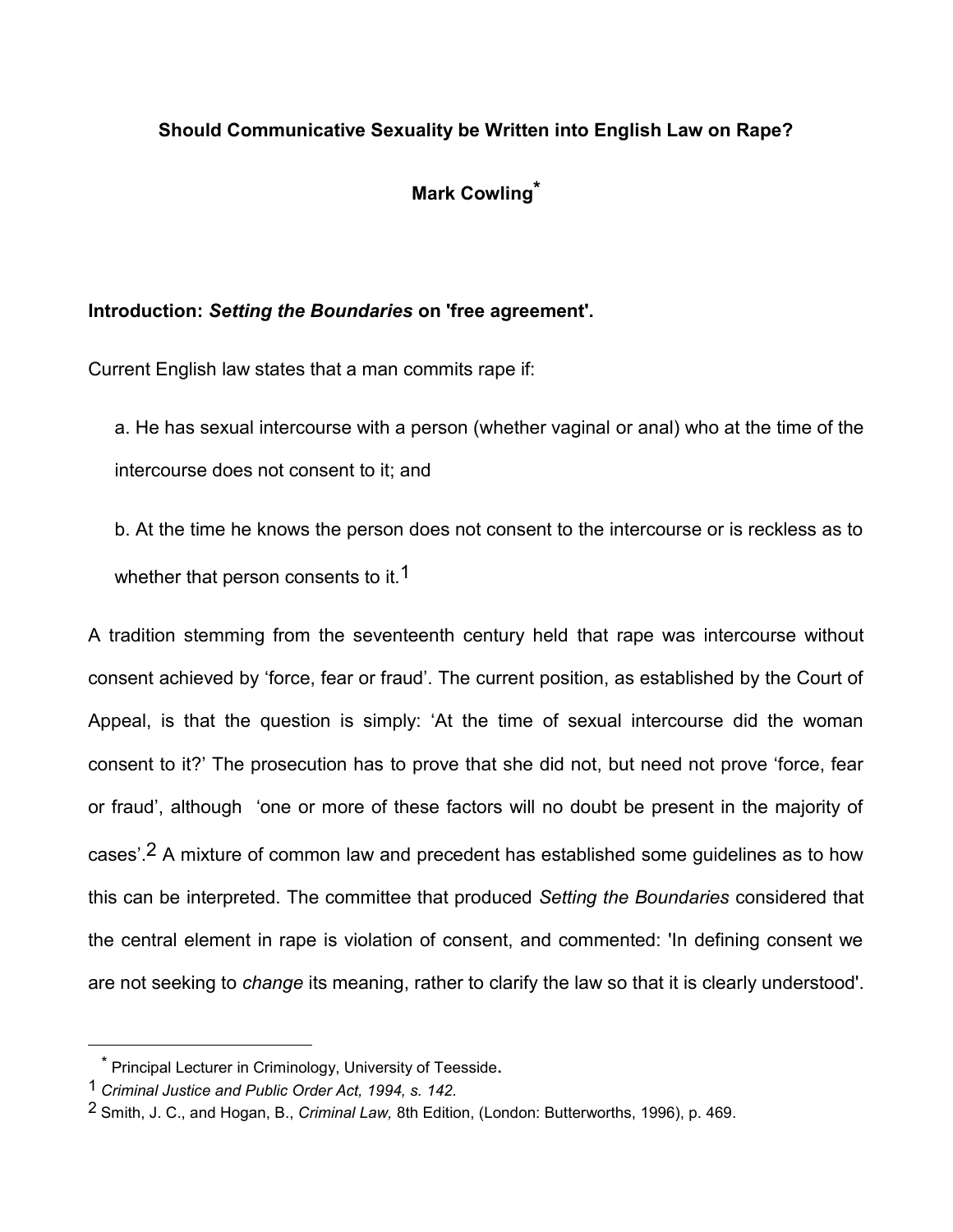**Should Communicative Sexuality be Written into English Law on Rape?**

**Mark Cowling***

**Introduction: *Setting the Boundaries* on 'free agreement'.**

Current English law states that a man commits rape if:

a. He has sexual intercourse with a person (whether vaginal or anal) who at the time of the intercourse does not consent to it; and

b. At the time he knows the person does not consent to the intercourse or is reckless as to whether that person consents to it.[1]

A tradition stemming from the seventeenth century held that rape was intercourse without consent achieved by 'force, fear or fraud'. The current position, as established by the Court of Appeal, is that the question is simply: 'At the time of sexual intercourse did the woman consent to it?' The prosecution has to prove that she did not, but need not prove 'force, fear or fraud', although 'one or more of these factors will no doubt be present in the majority of cases'.[2] A mixture of common law and precedent has established some guidelines as to how this can be interpreted. The committee that produced *Setting the Boundaries* considered that the central element in rape is violation of consent, and commented: 'In defining consent we are not seeking to *change* its meaning, rather to clarify the law so that it is clearly understood'.

---

\* Principal Lecturer in Criminology, University of Teesside.

[1] *Criminal Justice and Public Order Act, 1994, s. 142.*

[2] Smith, J. C., and Hogan, B., *Criminal Law,* 8th Edition, (London: Butterworths, 1996), p. 469.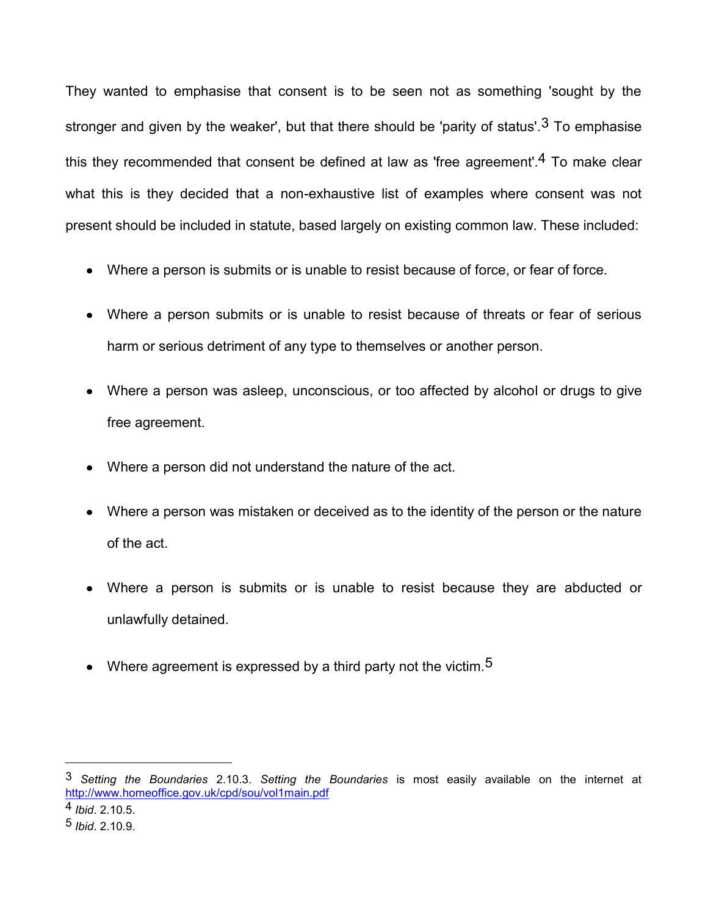They wanted to emphasise that consent is to be seen not as something 'sought by the stronger and given by the weaker', but that there should be 'parity of status'.[3] To emphasise this they recommended that consent be defined at law as 'free agreement'.[4] To make clear what this is they decided that a non-exhaustive list of examples where consent was not present should be included in statute, based largely on existing common law. These included:

- Where a person is submits or is unable to resist because of force, or fear of force.
- Where a person submits or is unable to resist because of threats or fear of serious harm or serious detriment of any type to themselves or another person.
- Where a person was asleep, unconscious, or too affected by alcohol or drugs to give free agreement.
- Where a person did not understand the nature of the act.
- Where a person was mistaken or deceived as to the identity of the person or the nature of the act.
- Where a person is submits or is unable to resist because they are abducted or unlawfully detained.
- Where agreement is expressed by a third party not the victim.[5]

---

[3] *Setting the Boundaries* 2.10.3. *Setting the Boundaries* is most easily available on the internet at http://www.homeoffice.gov.uk/cpd/sou/vol1main.pdf

[4] *Ibid*. 2.10.5.

[5] *Ibid*. 2.10.9.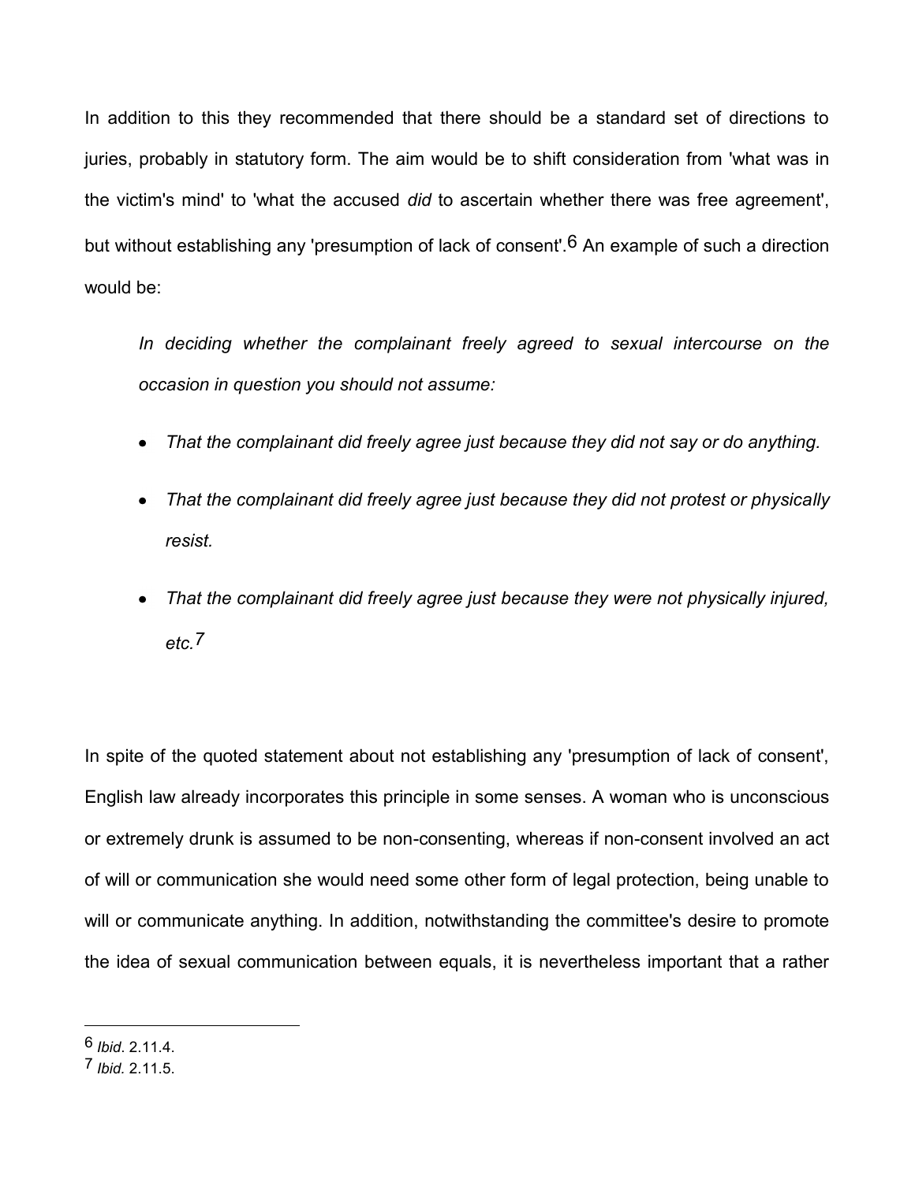In addition to this they recommended that there should be a standard set of directions to juries, probably in statutory form. The aim would be to shift consideration from 'what was in the victim's mind' to 'what the accused *did* to ascertain whether there was free agreement', but without establishing any 'presumption of lack of consent'.[6] An example of such a direction would be:

> *In deciding whether the complainant freely agreed to sexual intercourse on the occasion in question you should not assume:*
>
> - *That the complainant did freely agree just because they did not say or do anything.*
> - *That the complainant did freely agree just because they did not protest or physically resist.*
> - *That the complainant did freely agree just because they were not physically injured, etc.*[7]

In spite of the quoted statement about not establishing any 'presumption of lack of consent', English law already incorporates this principle in some senses. A woman who is unconscious or extremely drunk is assumed to be non-consenting, whereas if non-consent involved an act of will or communication she would need some other form of legal protection, being unable to will or communicate anything. In addition, notwithstanding the committee's desire to promote the idea of sexual communication between equals, it is nevertheless important that a rather

---

[6] *Ibid*. 2.11.4.

[7] *Ibid.* 2.11.5.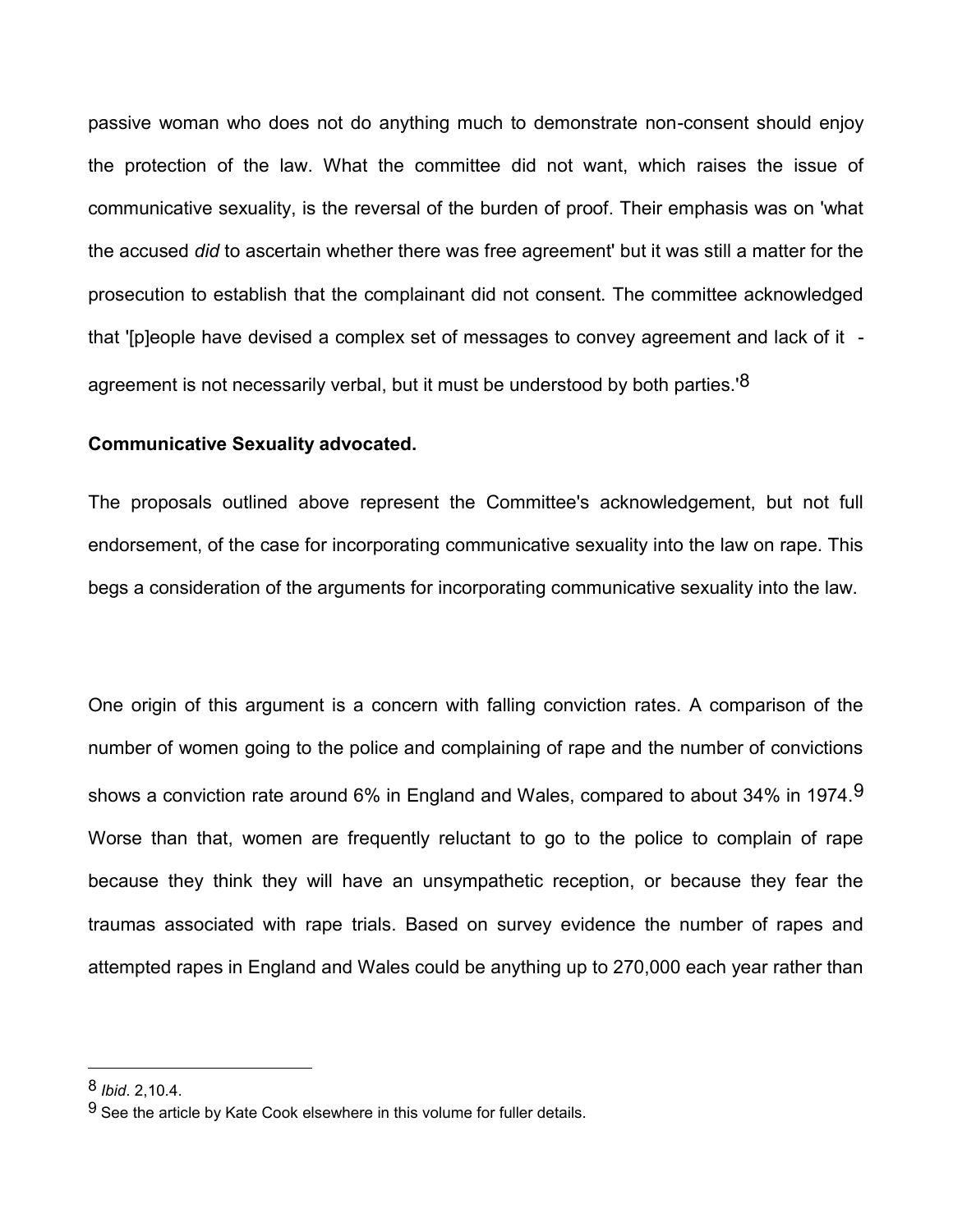passive woman who does not do anything much to demonstrate non-consent should enjoy the protection of the law. What the committee did not want, which raises the issue of communicative sexuality, is the reversal of the burden of proof. Their emphasis was on 'what the accused *did* to ascertain whether there was free agreement' but it was still a matter for the prosecution to establish that the complainant did not consent. The committee acknowledged that '[p]eople have devised a complex set of messages to convey agreement and lack of it - agreement is not necessarily verbal, but it must be understood by both parties.'[8]

**Communicative Sexuality advocated.**

The proposals outlined above represent the Committee's acknowledgement, but not full endorsement, of the case for incorporating communicative sexuality into the law on rape. This begs a consideration of the arguments for incorporating communicative sexuality into the law.

One origin of this argument is a concern with falling conviction rates. A comparison of the number of women going to the police and complaining of rape and the number of convictions shows a conviction rate around 6% in England and Wales, compared to about 34% in 1974.[9] Worse than that, women are frequently reluctant to go to the police to complain of rape because they think they will have an unsympathetic reception, or because they fear the traumas associated with rape trials. Based on survey evidence the number of rapes and attempted rapes in England and Wales could be anything up to 270,000 each year rather than

---

[8] *Ibid*. 2,10.4.

[9] See the article by Kate Cook elsewhere in this volume for fuller details.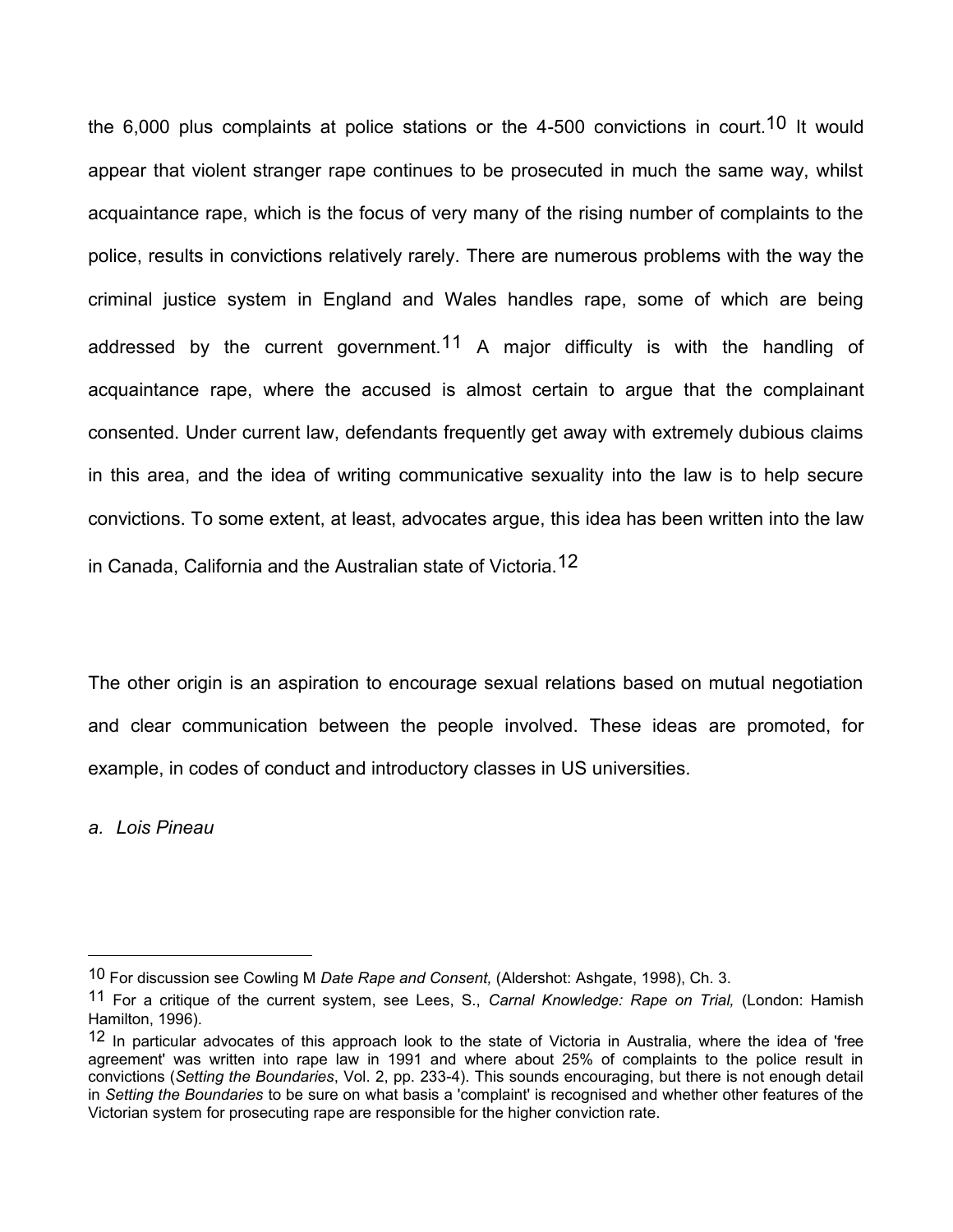the 6,000 plus complaints at police stations or the 4-500 convictions in court.[10] It would appear that violent stranger rape continues to be prosecuted in much the same way, whilst acquaintance rape, which is the focus of very many of the rising number of complaints to the police, results in convictions relatively rarely. There are numerous problems with the way the criminal justice system in England and Wales handles rape, some of which are being addressed by the current government.[11] A major difficulty is with the handling of acquaintance rape, where the accused is almost certain to argue that the complainant consented. Under current law, defendants frequently get away with extremely dubious claims in this area, and the idea of writing communicative sexuality into the law is to help secure convictions. To some extent, at least, advocates argue, this idea has been written into the law in Canada, California and the Australian state of Victoria.[12]

The other origin is an aspiration to encourage sexual relations based on mutual negotiation and clear communication between the people involved. These ideas are promoted, for example, in codes of conduct and introductory classes in US universities.

*a. Lois Pineau*

---

[10] For discussion see Cowling M *Date Rape and Consent,* (Aldershot: Ashgate, 1998), Ch. 3.

[11] For a critique of the current system, see Lees, S., *Carnal Knowledge: Rape on Trial,* (London: Hamish Hamilton, 1996).

[12] In particular advocates of this approach look to the state of Victoria in Australia, where the idea of 'free agreement' was written into rape law in 1991 and where about 25% of complaints to the police result in convictions (*Setting the Boundaries*, Vol. 2, pp. 233-4). This sounds encouraging, but there is not enough detail in *Setting the Boundaries* to be sure on what basis a 'complaint' is recognised and whether other features of the Victorian system for prosecuting rape are responsible for the higher conviction rate.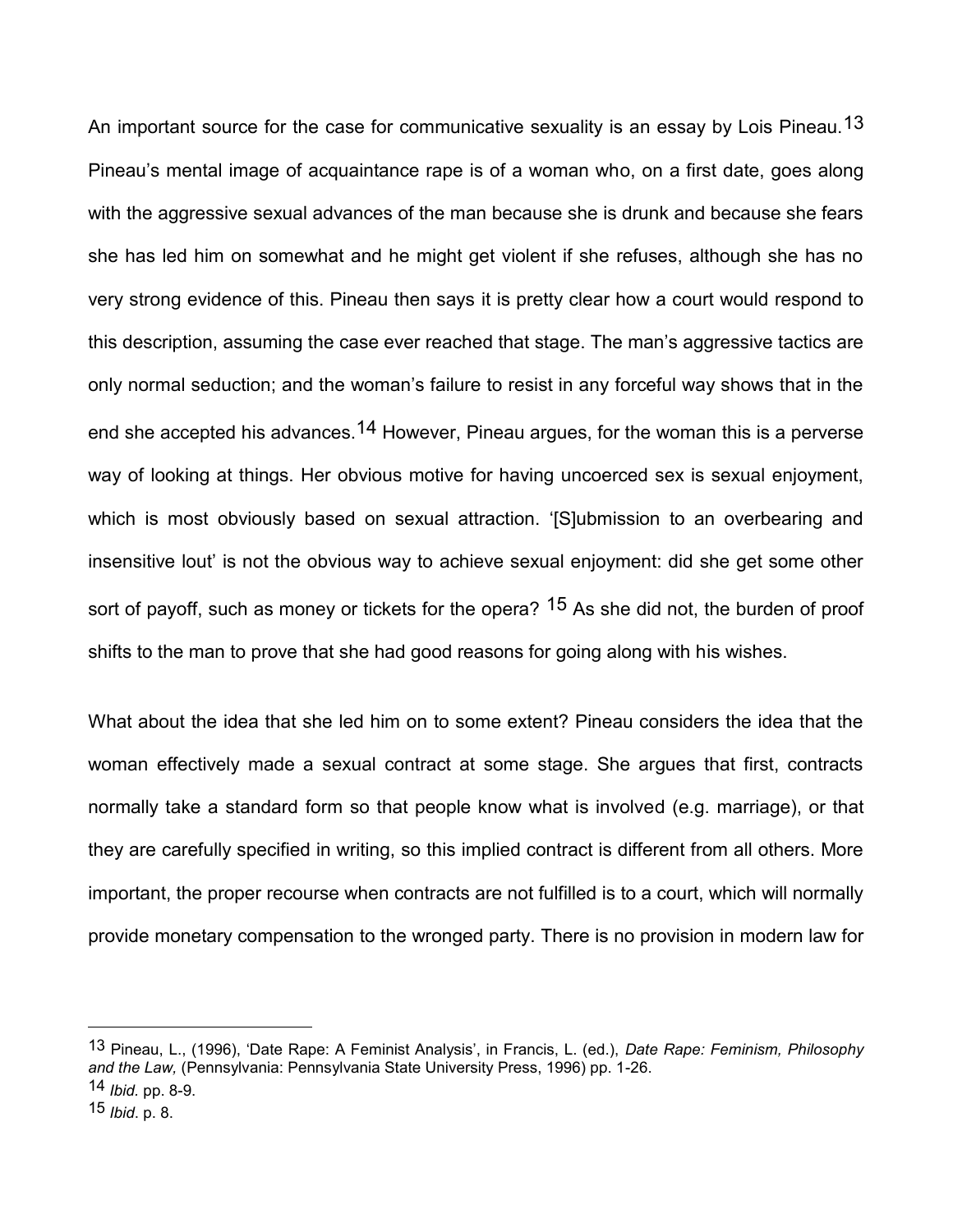An important source for the case for communicative sexuality is an essay by Lois Pineau.[13] Pineau's mental image of acquaintance rape is of a woman who, on a first date, goes along with the aggressive sexual advances of the man because she is drunk and because she fears she has led him on somewhat and he might get violent if she refuses, although she has no very strong evidence of this. Pineau then says it is pretty clear how a court would respond to this description, assuming the case ever reached that stage. The man's aggressive tactics are only normal seduction; and the woman's failure to resist in any forceful way shows that in the end she accepted his advances.[14] However, Pineau argues, for the woman this is a perverse way of looking at things. Her obvious motive for having uncoerced sex is sexual enjoyment, which is most obviously based on sexual attraction. '[S]ubmission to an overbearing and insensitive lout' is not the obvious way to achieve sexual enjoyment: did she get some other sort of payoff, such as money or tickets for the opera? [15] As she did not, the burden of proof shifts to the man to prove that she had good reasons for going along with his wishes.

What about the idea that she led him on to some extent? Pineau considers the idea that the woman effectively made a sexual contract at some stage. She argues that first, contracts normally take a standard form so that people know what is involved (e.g. marriage), or that they are carefully specified in writing, so this implied contract is different from all others. More important, the proper recourse when contracts are not fulfilled is to a court, which will normally provide monetary compensation to the wronged party. There is no provision in modern law for

---

[13] Pineau, L., (1996), 'Date Rape: A Feminist Analysis', in Francis, L. (ed.), *Date Rape: Feminism, Philosophy and the Law,* (Pennsylvania: Pennsylvania State University Press, 1996) pp. 1-26.

[14] *Ibid*. pp. 8-9.

[15] *Ibid*. p. 8.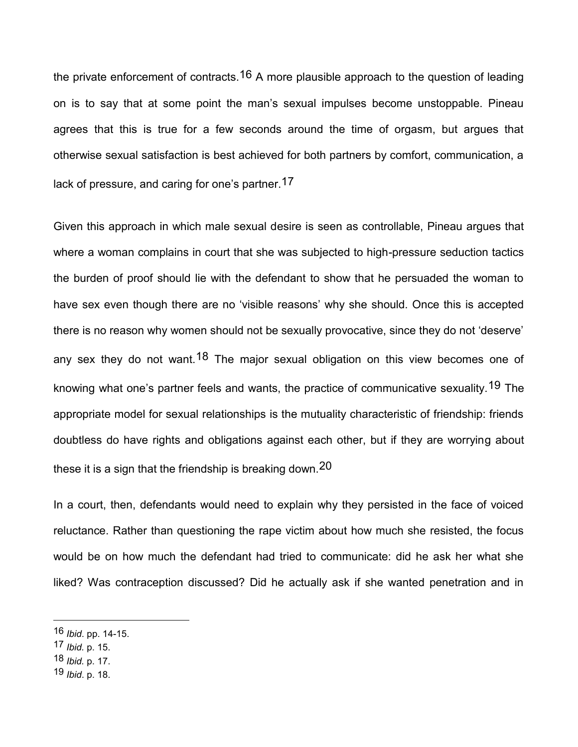the private enforcement of contracts.[16] A more plausible approach to the question of leading on is to say that at some point the man's sexual impulses become unstoppable. Pineau agrees that this is true for a few seconds around the time of orgasm, but argues that otherwise sexual satisfaction is best achieved for both partners by comfort, communication, a lack of pressure, and caring for one's partner.[17]

Given this approach in which male sexual desire is seen as controllable, Pineau argues that where a woman complains in court that she was subjected to high-pressure seduction tactics the burden of proof should lie with the defendant to show that he persuaded the woman to have sex even though there are no 'visible reasons' why she should. Once this is accepted there is no reason why women should not be sexually provocative, since they do not 'deserve' any sex they do not want.[18] The major sexual obligation on this view becomes one of knowing what one's partner feels and wants, the practice of communicative sexuality.[19] The appropriate model for sexual relationships is the mutuality characteristic of friendship: friends doubtless do have rights and obligations against each other, but if they are worrying about these it is a sign that the friendship is breaking down.[20]

In a court, then, defendants would need to explain why they persisted in the face of voiced reluctance. Rather than questioning the rape victim about how much she resisted, the focus would be on how much the defendant had tried to communicate: did he ask her what she liked? Was contraception discussed? Did he actually ask if she wanted penetration and in

---

16 *Ibid*. pp. 14-15.

17 *Ibid.* p. 15.

18 *Ibid.* p. 17.

19 *Ibid*. p. 18.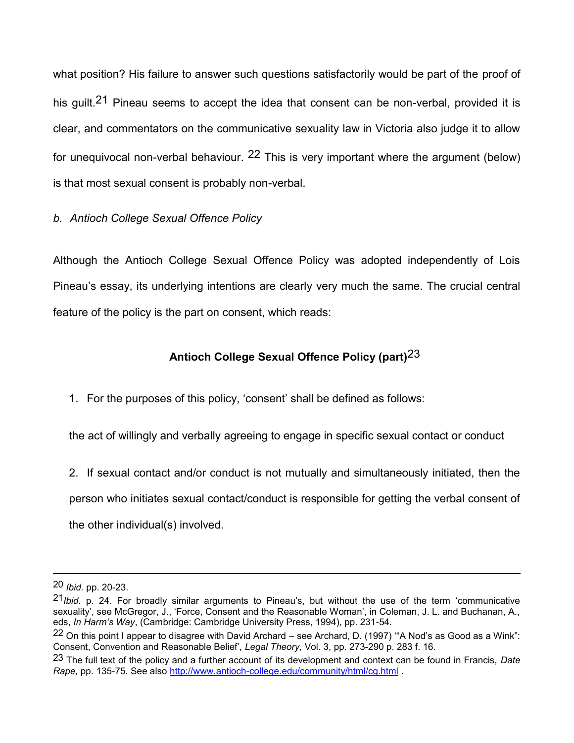what position? His failure to answer such questions satisfactorily would be part of the proof of his guilt.[21] Pineau seems to accept the idea that consent can be non-verbal, provided it is clear, and commentators on the communicative sexuality law in Victoria also judge it to allow for unequivocal non-verbal behaviour. [22] This is very important where the argument (below) is that most sexual consent is probably non-verbal.

*b. Antioch College Sexual Offence Policy*

Although the Antioch College Sexual Offence Policy was adopted independently of Lois Pineau's essay, its underlying intentions are clearly very much the same. The crucial central feature of the policy is the part on consent, which reads:

**Antioch College Sexual Offence Policy (part)**[23]

1. For the purposes of this policy, 'consent' shall be defined as follows:

   the act of willingly and verbally agreeing to engage in specific sexual contact or conduct

2. If sexual contact and/or conduct is not mutually and simultaneously initiated, then the person who initiates sexual contact/conduct is responsible for getting the verbal consent of the other individual(s) involved.

---

[20] *Ibid.* pp. 20-23.

[21] *Ibid.* p. 24. For broadly similar arguments to Pineau's, but without the use of the term 'communicative sexuality', see McGregor, J., 'Force, Consent and the Reasonable Woman', in Coleman, J. L. and Buchanan, A., eds, *In Harm's Way*, (Cambridge: Cambridge University Press, 1994), pp. 231-54.

[22] On this point I appear to disagree with David Archard – see Archard, D. (1997) '"A Nod's as Good as a Wink": Consent, Convention and Reasonable Belief', *Legal Theory,* Vol. 3, pp. 273-290 p. 283 f. 16.

[23] The full text of the policy and a further account of its development and context can be found in Francis, *Date Rape,* pp. 135-75. See also http://www.antioch-college.edu/community/html/cg.html .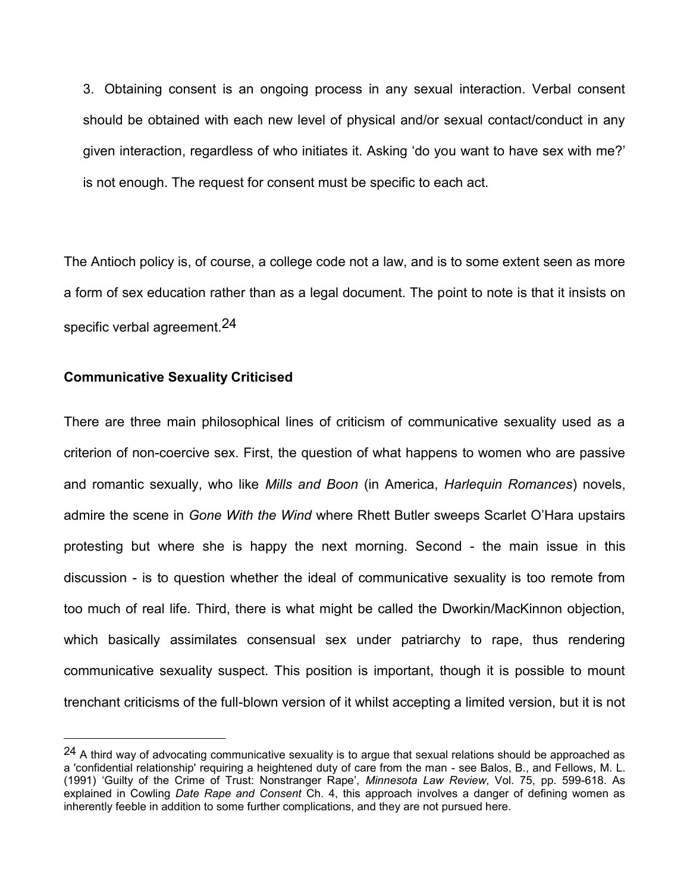3. Obtaining consent is an ongoing process in any sexual interaction. Verbal consent should be obtained with each new level of physical and/or sexual contact/conduct in any given interaction, regardless of who initiates it. Asking 'do you want to have sex with me?' is not enough. The request for consent must be specific to each act.

The Antioch policy is, of course, a college code not a law, and is to some extent seen as more a form of sex education rather than as a legal document. The point to note is that it insists on specific verbal agreement.[24]

**Communicative Sexuality Criticised**

There are three main philosophical lines of criticism of communicative sexuality used as a criterion of non-coercive sex. First, the question of what happens to women who are passive and romantic sexually, who like *Mills and Boon* (in America, *Harlequin Romances*) novels, admire the scene in *Gone With the Wind* where Rhett Butler sweeps Scarlet O'Hara upstairs protesting but where she is happy the next morning. Second - the main issue in this discussion - is to question whether the ideal of communicative sexuality is too remote from too much of real life. Third, there is what might be called the Dworkin/MacKinnon objection, which basically assimilates consensual sex under patriarchy to rape, thus rendering communicative sexuality suspect. This position is important, though it is possible to mount trenchant criticisms of the full-blown version of it whilst accepting a limited version, but it is not

---

[24] A third way of advocating communicative sexuality is to argue that sexual relations should be approached as a 'confidential relationship' requiring a heightened duty of care from the man - see Balos, B., and Fellows, M. L. (1991) 'Guilty of the Crime of Trust: Nonstranger Rape', *Minnesota Law Review*, Vol. 75, pp. 599-618. As explained in Cowling *Date Rape and Consent* Ch. 4, this approach involves a danger of defining women as inherently feeble in addition to some further complications, and they are not pursued here.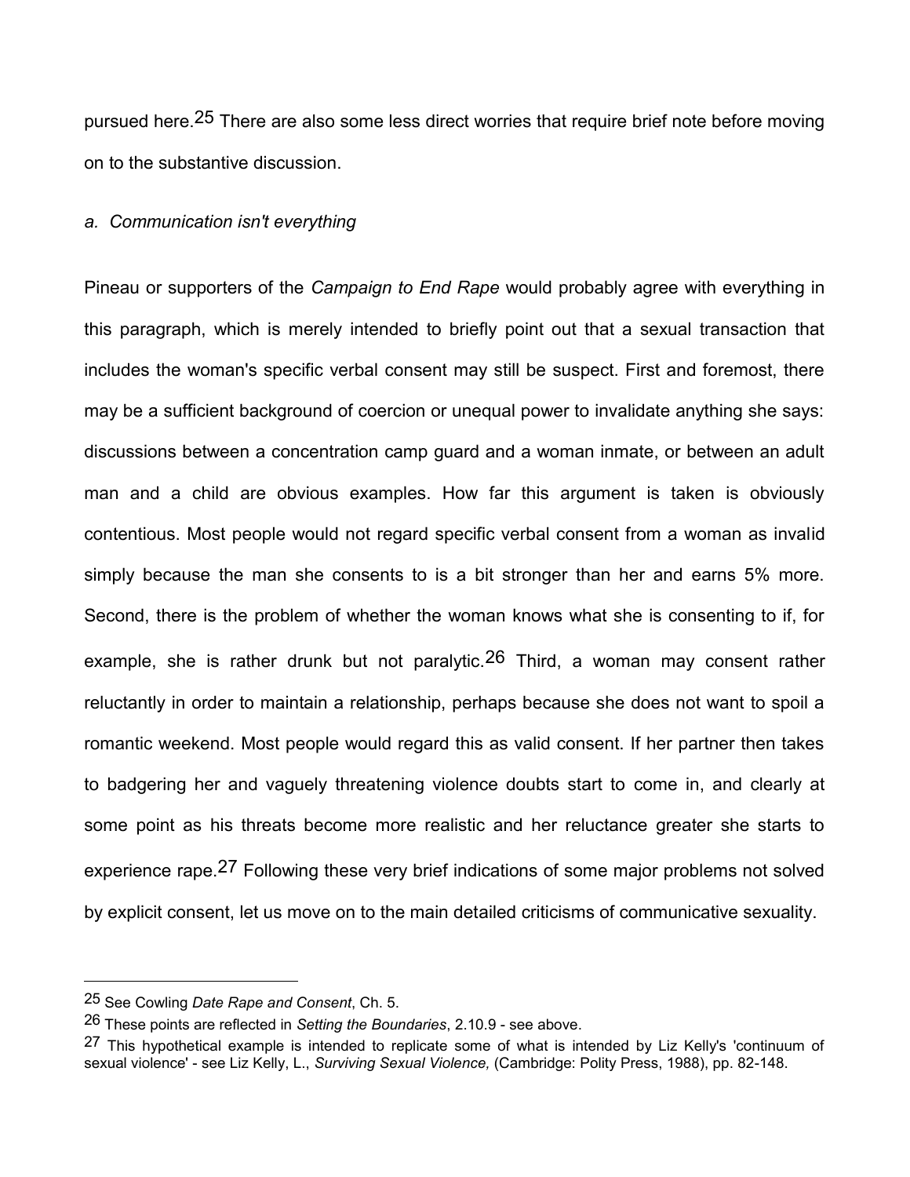pursued here.[25] There are also some less direct worries that require brief note before moving on to the substantive discussion.

*a. Communication isn't everything*

Pineau or supporters of the *Campaign to End Rape* would probably agree with everything in this paragraph, which is merely intended to briefly point out that a sexual transaction that includes the woman's specific verbal consent may still be suspect. First and foremost, there may be a sufficient background of coercion or unequal power to invalidate anything she says: discussions between a concentration camp guard and a woman inmate, or between an adult man and a child are obvious examples. How far this argument is taken is obviously contentious. Most people would not regard specific verbal consent from a woman as invalid simply because the man she consents to is a bit stronger than her and earns 5% more. Second, there is the problem of whether the woman knows what she is consenting to if, for example, she is rather drunk but not paralytic.[26] Third, a woman may consent rather reluctantly in order to maintain a relationship, perhaps because she does not want to spoil a romantic weekend. Most people would regard this as valid consent. If her partner then takes to badgering her and vaguely threatening violence doubts start to come in, and clearly at some point as his threats become more realistic and her reluctance greater she starts to experience rape.[27] Following these very brief indications of some major problems not solved by explicit consent, let us move on to the main detailed criticisms of communicative sexuality.

---

[25] See Cowling *Date Rape and Consent*, Ch. 5.

[26] These points are reflected in *Setting the Boundaries*, 2.10.9 - see above.

[27] This hypothetical example is intended to replicate some of what is intended by Liz Kelly's 'continuum of sexual violence' - see Liz Kelly, L., *Surviving Sexual Violence,* (Cambridge: Polity Press, 1988), pp. 82-148.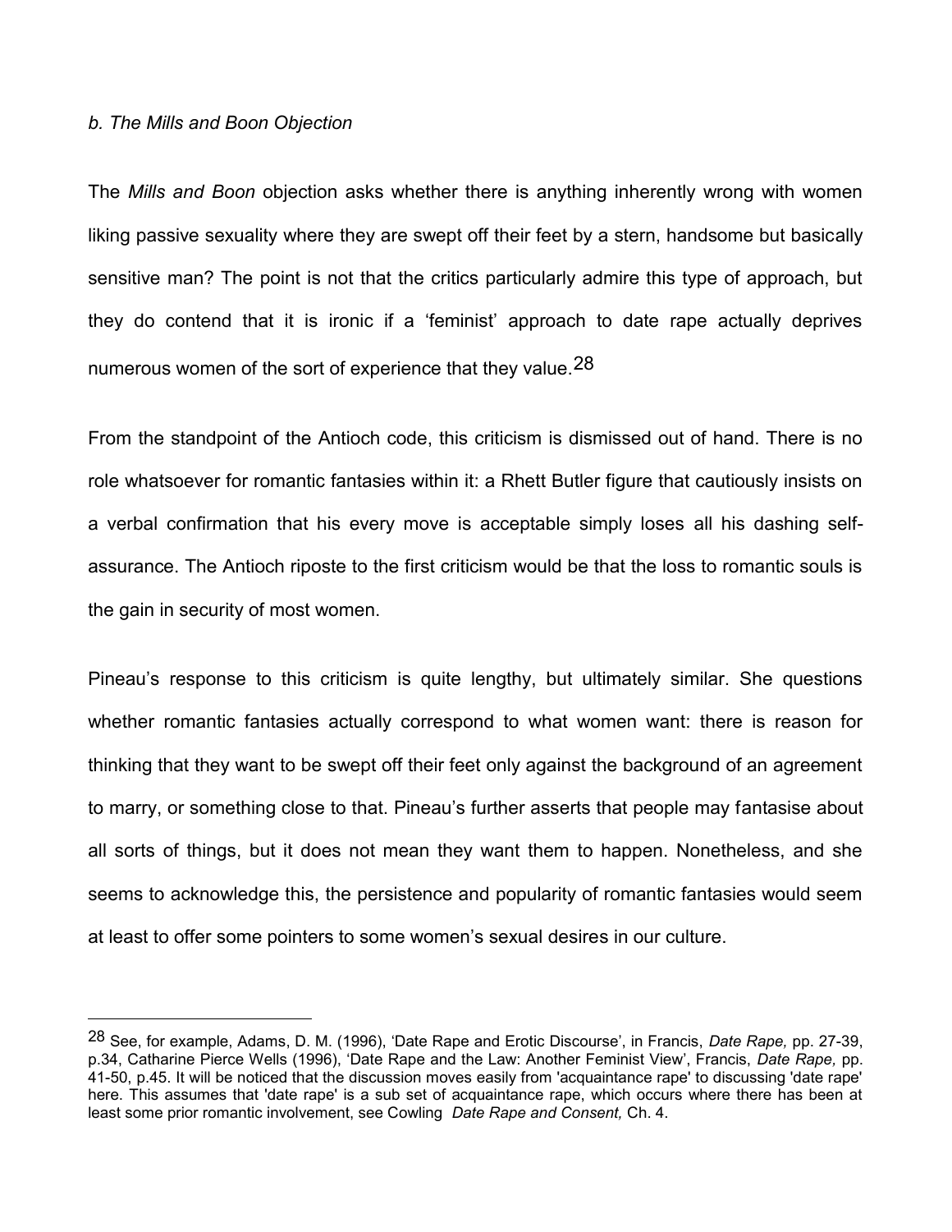*b. The Mills and Boon Objection*

The *Mills and Boon* objection asks whether there is anything inherently wrong with women liking passive sexuality where they are swept off their feet by a stern, handsome but basically sensitive man? The point is not that the critics particularly admire this type of approach, but they do contend that it is ironic if a 'feminist' approach to date rape actually deprives numerous women of the sort of experience that they value.[28]

From the standpoint of the Antioch code, this criticism is dismissed out of hand. There is no role whatsoever for romantic fantasies within it: a Rhett Butler figure that cautiously insists on a verbal confirmation that his every move is acceptable simply loses all his dashing self-assurance. The Antioch riposte to the first criticism would be that the loss to romantic souls is the gain in security of most women.

Pineau's response to this criticism is quite lengthy, but ultimately similar. She questions whether romantic fantasies actually correspond to what women want: there is reason for thinking that they want to be swept off their feet only against the background of an agreement to marry, or something close to that. Pineau's further asserts that people may fantasise about all sorts of things, but it does not mean they want them to happen. Nonetheless, and she seems to acknowledge this, the persistence and popularity of romantic fantasies would seem at least to offer some pointers to some women's sexual desires in our culture.

---

[28] See, for example, Adams, D. M. (1996), 'Date Rape and Erotic Discourse', in Francis, *Date Rape,* pp. 27-39, p.34, Catharine Pierce Wells (1996), 'Date Rape and the Law: Another Feminist View', Francis, *Date Rape,* pp. 41-50, p.45. It will be noticed that the discussion moves easily from 'acquaintance rape' to discussing 'date rape' here. This assumes that 'date rape' is a sub set of acquaintance rape, which occurs where there has been at least some prior romantic involvement, see Cowling *Date Rape and Consent,* Ch. 4.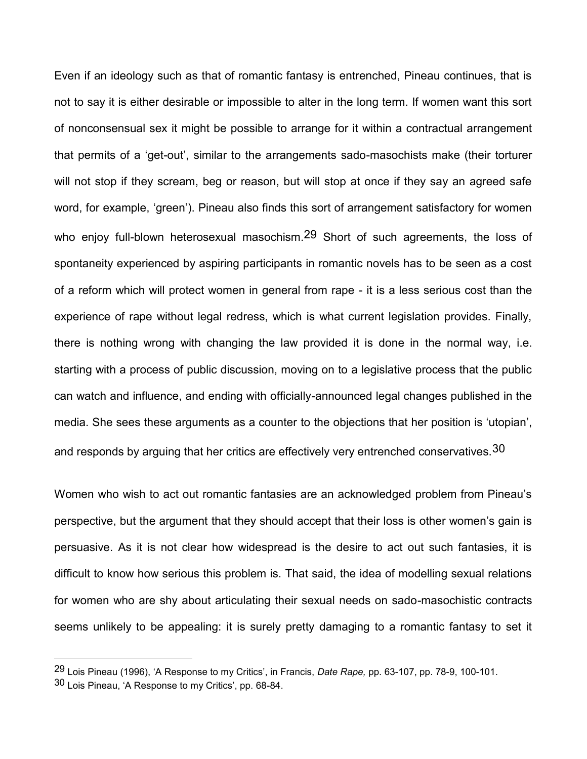Even if an ideology such as that of romantic fantasy is entrenched, Pineau continues, that is not to say it is either desirable or impossible to alter in the long term. If women want this sort of nonconsensual sex it might be possible to arrange for it within a contractual arrangement that permits of a 'get-out', similar to the arrangements sado-masochists make (their torturer will not stop if they scream, beg or reason, but will stop at once if they say an agreed safe word, for example, 'green'). Pineau also finds this sort of arrangement satisfactory for women who enjoy full-blown heterosexual masochism.[29] Short of such agreements, the loss of spontaneity experienced by aspiring participants in romantic novels has to be seen as a cost of a reform which will protect women in general from rape - it is a less serious cost than the experience of rape without legal redress, which is what current legislation provides. Finally, there is nothing wrong with changing the law provided it is done in the normal way, i.e. starting with a process of public discussion, moving on to a legislative process that the public can watch and influence, and ending with officially-announced legal changes published in the media. She sees these arguments as a counter to the objections that her position is 'utopian', and responds by arguing that her critics are effectively very entrenched conservatives.[30]

Women who wish to act out romantic fantasies are an acknowledged problem from Pineau's perspective, but the argument that they should accept that their loss is other women's gain is persuasive. As it is not clear how widespread is the desire to act out such fantasies, it is difficult to know how serious this problem is. That said, the idea of modelling sexual relations for women who are shy about articulating their sexual needs on sado-masochistic contracts seems unlikely to be appealing: it is surely pretty damaging to a romantic fantasy to set it

---

[29] Lois Pineau (1996), 'A Response to my Critics', in Francis, *Date Rape,* pp. 63-107, pp. 78-9, 100-101.

[30] Lois Pineau, 'A Response to my Critics', pp. 68-84.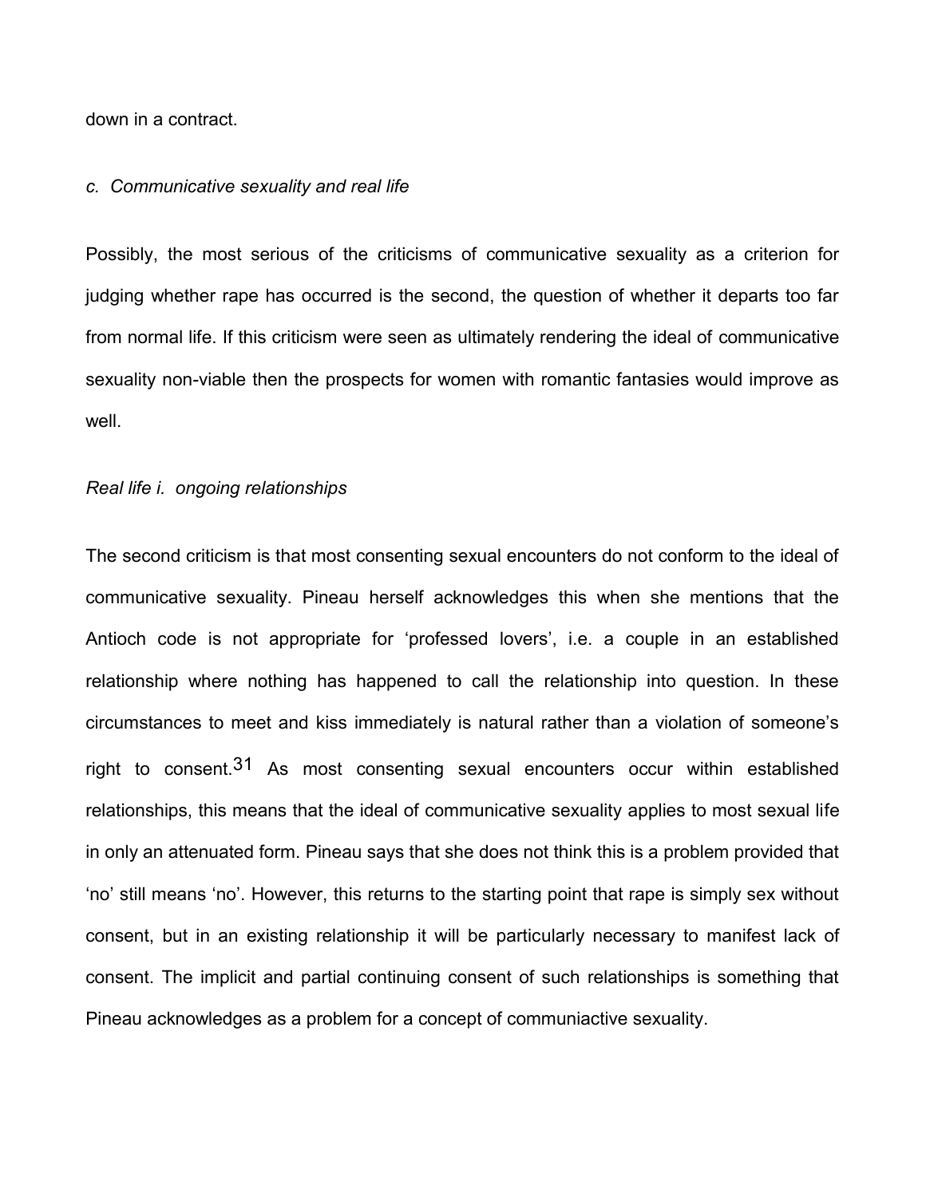down in a contract.

*c. Communicative sexuality and real life*

Possibly, the most serious of the criticisms of communicative sexuality as a criterion for judging whether rape has occurred is the second, the question of whether it departs too far from normal life. If this criticism were seen as ultimately rendering the ideal of communicative sexuality non-viable then the prospects for women with romantic fantasies would improve as well.

*Real life i. ongoing relationships*

The second criticism is that most consenting sexual encounters do not conform to the ideal of communicative sexuality. Pineau herself acknowledges this when she mentions that the Antioch code is not appropriate for 'professed lovers', i.e. a couple in an established relationship where nothing has happened to call the relationship into question. In these circumstances to meet and kiss immediately is natural rather than a violation of someone's right to consent.[31] As most consenting sexual encounters occur within established relationships, this means that the ideal of communicative sexuality applies to most sexual life in only an attenuated form. Pineau says that she does not think this is a problem provided that 'no' still means 'no'. However, this returns to the starting point that rape is simply sex without consent, but in an existing relationship it will be particularly necessary to manifest lack of consent. The implicit and partial continuing consent of such relationships is something that Pineau acknowledges as a problem for a concept of communiactive sexuality.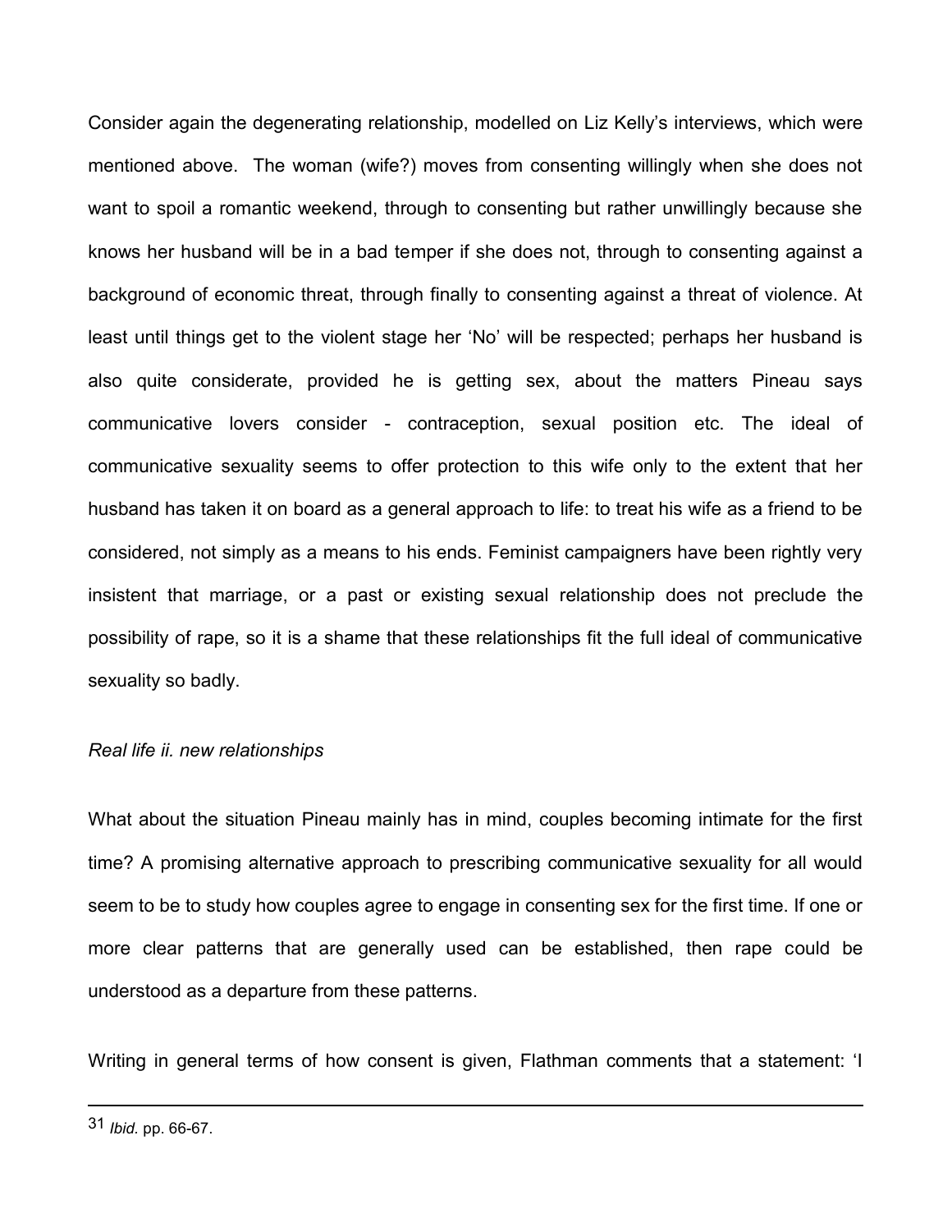Consider again the degenerating relationship, modelled on Liz Kelly's interviews, which were mentioned above. The woman (wife?) moves from consenting willingly when she does not want to spoil a romantic weekend, through to consenting but rather unwillingly because she knows her husband will be in a bad temper if she does not, through to consenting against a background of economic threat, through finally to consenting against a threat of violence. At least until things get to the violent stage her 'No' will be respected; perhaps her husband is also quite considerate, provided he is getting sex, about the matters Pineau says communicative lovers consider - contraception, sexual position etc. The ideal of communicative sexuality seems to offer protection to this wife only to the extent that her husband has taken it on board as a general approach to life: to treat his wife as a friend to be considered, not simply as a means to his ends. Feminist campaigners have been rightly very insistent that marriage, or a past or existing sexual relationship does not preclude the possibility of rape, so it is a shame that these relationships fit the full ideal of communicative sexuality so badly.

*Real life ii. new relationships*

What about the situation Pineau mainly has in mind, couples becoming intimate for the first time? A promising alternative approach to prescribing communicative sexuality for all would seem to be to study how couples agree to engage in consenting sex for the first time. If one or more clear patterns that are generally used can be established, then rape could be understood as a departure from these patterns.

Writing in general terms of how consent is given, Flathman comments that a statement: 'I

---

31 *Ibid.* pp. 66-67.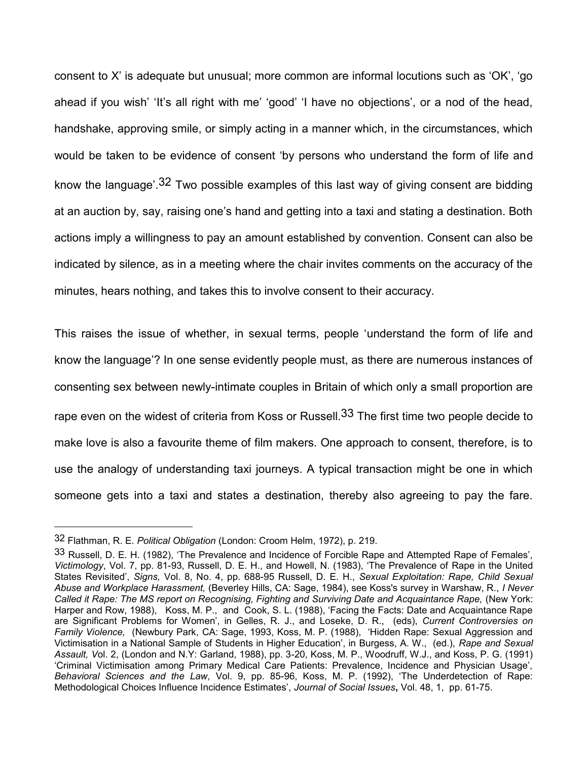consent to X' is adequate but unusual; more common are informal locutions such as 'OK', 'go ahead if you wish' 'It's all right with me' 'good' 'I have no objections', or a nod of the head, handshake, approving smile, or simply acting in a manner which, in the circumstances, which would be taken to be evidence of consent 'by persons who understand the form of life and know the language'.[32] Two possible examples of this last way of giving consent are bidding at an auction by, say, raising one's hand and getting into a taxi and stating a destination. Both actions imply a willingness to pay an amount established by convention. Consent can also be indicated by silence, as in a meeting where the chair invites comments on the accuracy of the minutes, hears nothing, and takes this to involve consent to their accuracy.

This raises the issue of whether, in sexual terms, people 'understand the form of life and know the language'? In one sense evidently people must, as there are numerous instances of consenting sex between newly-intimate couples in Britain of which only a small proportion are rape even on the widest of criteria from Koss or Russell.[33] The first time two people decide to make love is also a favourite theme of film makers. One approach to consent, therefore, is to use the analogy of understanding taxi journeys. A typical transaction might be one in which someone gets into a taxi and states a destination, thereby also agreeing to pay the fare.

---

[32] Flathman, R. E. *Political Obligation* (London: Croom Helm, 1972), p. 219.

[33] Russell, D. E. H. (1982), 'The Prevalence and Incidence of Forcible Rape and Attempted Rape of Females', *Victimology*, Vol. 7, pp. 81-93, Russell, D. E. H., and Howell, N. (1983), 'The Prevalence of Rape in the United States Revisited', *Signs,* Vol. 8, No. 4, pp. 688-95 Russell, D. E. H., *Sexual Exploitation: Rape, Child Sexual Abuse and Workplace Harassment,* (Beverley Hills, CA: Sage, 1984), see Koss's survey in Warshaw, R., *I Never Called it Rape: The MS report on Recognising, Fighting and Surviving Date and Acquaintance Rape,* (New York: Harper and Row, 1988), Koss, M. P., and Cook, S. L. (1988), 'Facing the Facts: Date and Acquaintance Rape are Significant Problems for Women', in Gelles, R. J., and Loseke, D. R., (eds), *Current Controversies on Family Violence,* (Newbury Park, CA: Sage, 1993, Koss, M. P. (1988), 'Hidden Rape: Sexual Aggression and Victimisation in a National Sample of Students in Higher Education', in Burgess, A. W., (ed.), *Rape and Sexual Assault, V*ol. 2, (London and N.Y: Garland, 1988), pp. 3-20, Koss, M. P., Woodruff, W.J., and Koss, P. G. (1991) 'Criminal Victimisation among Primary Medical Care Patients: Prevalence, Incidence and Physician Usage', *Behavioral Sciences and the Law,* Vol. 9, pp. 85-96, Koss, M. P. (1992), 'The Underdetection of Rape: Methodological Choices Influence Incidence Estimates', *Journal of Social Issues***,** Vol. 48, 1, pp. 61-75.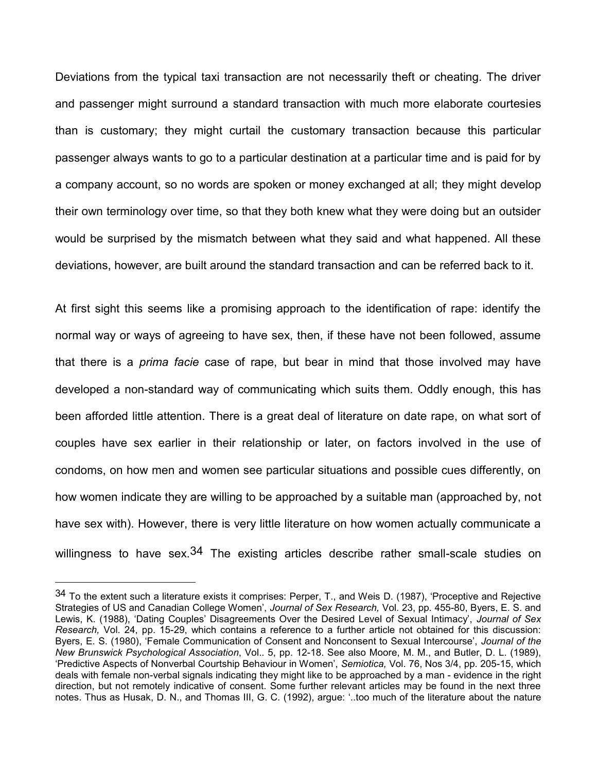Deviations from the typical taxi transaction are not necessarily theft or cheating. The driver and passenger might surround a standard transaction with much more elaborate courtesies than is customary; they might curtail the customary transaction because this particular passenger always wants to go to a particular destination at a particular time and is paid for by a company account, so no words are spoken or money exchanged at all; they might develop their own terminology over time, so that they both knew what they were doing but an outsider would be surprised by the mismatch between what they said and what happened. All these deviations, however, are built around the standard transaction and can be referred back to it.

At first sight this seems like a promising approach to the identification of rape: identify the normal way or ways of agreeing to have sex, then, if these have not been followed, assume that there is a *prima facie* case of rape, but bear in mind that those involved may have developed a non-standard way of communicating which suits them. Oddly enough, this has been afforded little attention. There is a great deal of literature on date rape, on what sort of couples have sex earlier in their relationship or later, on factors involved in the use of condoms, on how men and women see particular situations and possible cues differently, on how women indicate they are willing to be approached by a suitable man (approached by, not have sex with). However, there is very little literature on how women actually communicate a willingness to have sex.[34] The existing articles describe rather small-scale studies on

---

[34] To the extent such a literature exists it comprises: Perper, T., and Weis D. (1987), 'Proceptive and Rejective Strategies of US and Canadian College Women', *Journal of Sex Research,* Vol. 23, pp. 455-80, Byers, E. S. and Lewis, K. (1988), 'Dating Couples' Disagreements Over the Desired Level of Sexual Intimacy', *Journal of Sex Research,* Vol. 24, pp. 15-29, which contains a reference to a further article not obtained for this discussion: Byers, E. S. (1980), 'Female Communication of Consent and Nonconsent to Sexual Intercourse', *Journal of the New Brunswick Psychological Association*, Vol.. 5, pp. 12-18. See also Moore, M. M., and Butler, D. L. (1989), 'Predictive Aspects of Nonverbal Courtship Behaviour in Women', *Semiotica,* Vol. 76, Nos 3/4, pp. 205-15, which deals with female non-verbal signals indicating they might like to be approached by a man - evidence in the right direction, but not remotely indicative of consent. Some further relevant articles may be found in the next three notes. Thus as Husak, D. N., and Thomas III, G. C. (1992), argue: '..too much of the literature about the nature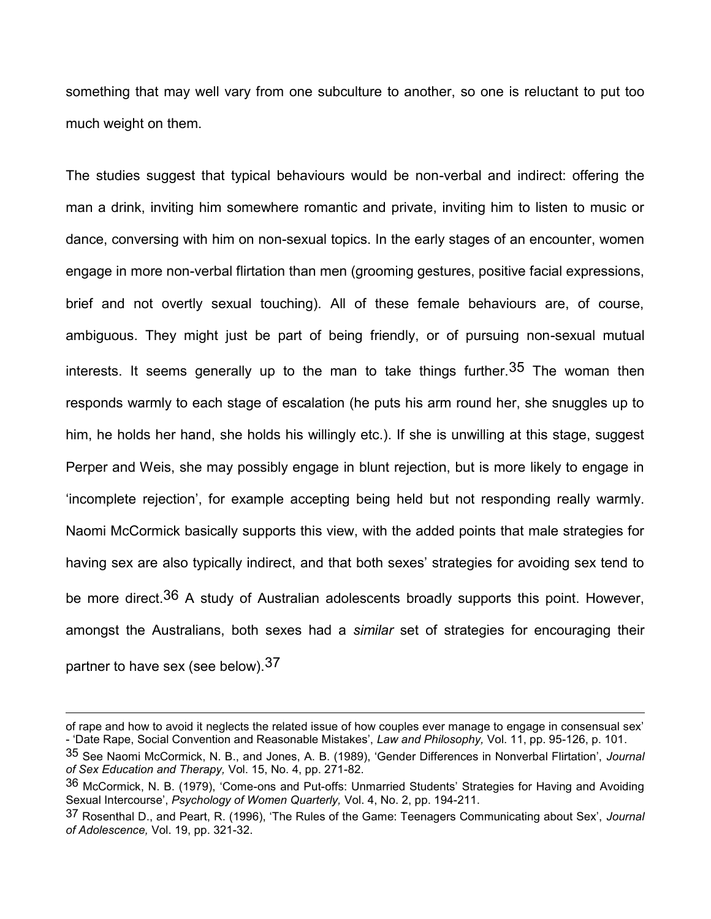something that may well vary from one subculture to another, so one is reluctant to put too much weight on them.

The studies suggest that typical behaviours would be non-verbal and indirect: offering the man a drink, inviting him somewhere romantic and private, inviting him to listen to music or dance, conversing with him on non-sexual topics. In the early stages of an encounter, women engage in more non-verbal flirtation than men (grooming gestures, positive facial expressions, brief and not overtly sexual touching). All of these female behaviours are, of course, ambiguous. They might just be part of being friendly, or of pursuing non-sexual mutual interests. It seems generally up to the man to take things further.[35] The woman then responds warmly to each stage of escalation (he puts his arm round her, she snuggles up to him, he holds her hand, she holds his willingly etc.). If she is unwilling at this stage, suggest Perper and Weis, she may possibly engage in blunt rejection, but is more likely to engage in 'incomplete rejection', for example accepting being held but not responding really warmly. Naomi McCormick basically supports this view, with the added points that male strategies for having sex are also typically indirect, and that both sexes' strategies for avoiding sex tend to be more direct.[36] A study of Australian adolescents broadly supports this point. However, amongst the Australians, both sexes had a *similar* set of strategies for encouraging their partner to have sex (see below).[37]

---

of rape and how to avoid it neglects the related issue of how couples ever manage to engage in consensual sex' - 'Date Rape, Social Convention and Reasonable Mistakes', *Law and Philosophy,* Vol. 11, pp. 95-126, p. 101.

[35] See Naomi McCormick, N. B., and Jones, A. B. (1989), 'Gender Differences in Nonverbal Flirtation', *Journal of Sex Education and Therapy,* Vol. 15, No. 4, pp. 271-82.

[36] McCormick, N. B. (1979), 'Come-ons and Put-offs: Unmarried Students' Strategies for Having and Avoiding Sexual Intercourse', *Psychology of Women Quarterly,* Vol. 4, No. 2, pp. 194-211.

[37] Rosenthal D., and Peart, R. (1996), 'The Rules of the Game: Teenagers Communicating about Sex', *Journal of Adolescence,* Vol. 19, pp. 321-32.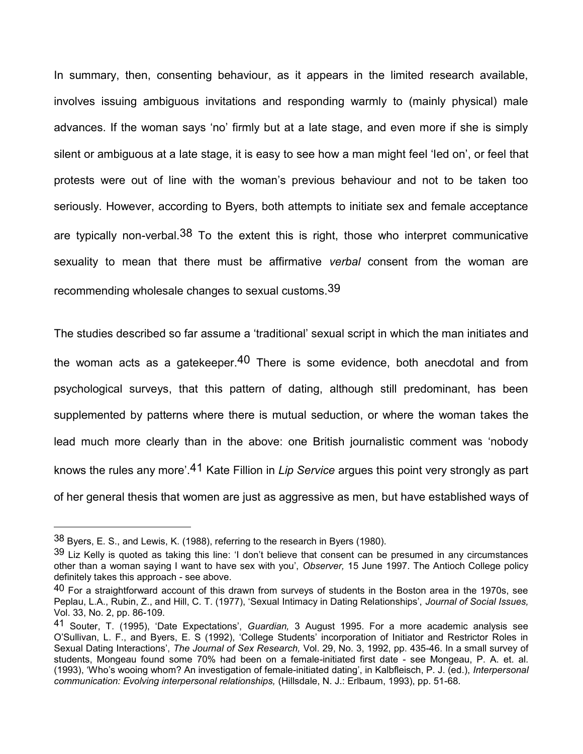In summary, then, consenting behaviour, as it appears in the limited research available, involves issuing ambiguous invitations and responding warmly to (mainly physical) male advances. If the woman says 'no' firmly but at a late stage, and even more if she is simply silent or ambiguous at a late stage, it is easy to see how a man might feel 'led on', or feel that protests were out of line with the woman's previous behaviour and not to be taken too seriously. However, according to Byers, both attempts to initiate sex and female acceptance are typically non-verbal.[38] To the extent this is right, those who interpret communicative sexuality to mean that there must be affirmative *verbal* consent from the woman are recommending wholesale changes to sexual customs.[39]

The studies described so far assume a 'traditional' sexual script in which the man initiates and the woman acts as a gatekeeper.[40] There is some evidence, both anecdotal and from psychological surveys, that this pattern of dating, although still predominant, has been supplemented by patterns where there is mutual seduction, or where the woman takes the lead much more clearly than in the above: one British journalistic comment was 'nobody knows the rules any more'.[41] Kate Fillion in *Lip Service* argues this point very strongly as part of her general thesis that women are just as aggressive as men, but have established ways of

---

[38] Byers, E. S., and Lewis, K. (1988), referring to the research in Byers (1980).

[39] Liz Kelly is quoted as taking this line: 'I don't believe that consent can be presumed in any circumstances other than a woman saying I want to have sex with you', *Observer,* 15 June 1997. The Antioch College policy definitely takes this approach - see above.

[40] For a straightforward account of this drawn from surveys of students in the Boston area in the 1970s, see Peplau, L.A., Rubin, Z., and Hill, C. T. (1977), 'Sexual Intimacy in Dating Relationships', *Journal of Social Issues,* Vol. 33, No. 2, pp. 86-109.

[41] Souter, T. (1995), 'Date Expectations', *Guardian,* 3 August 1995. For a more academic analysis see O'Sullivan, L. F., and Byers, E. S (1992), 'College Students' incorporation of Initiator and Restrictor Roles in Sexual Dating Interactions', *The Journal of Sex Research,* Vol. 29, No. 3, 1992, pp. 435-46. In a small survey of students, Mongeau found some 70% had been on a female-initiated first date - see Mongeau, P. A. et. al. (1993), 'Who's wooing whom? An investigation of female-initiated dating', in Kalbfleisch, P. J. (ed.), *Interpersonal communication: Evolving interpersonal relationships,* (Hillsdale, N. J.: Erlbaum, 1993), pp. 51-68.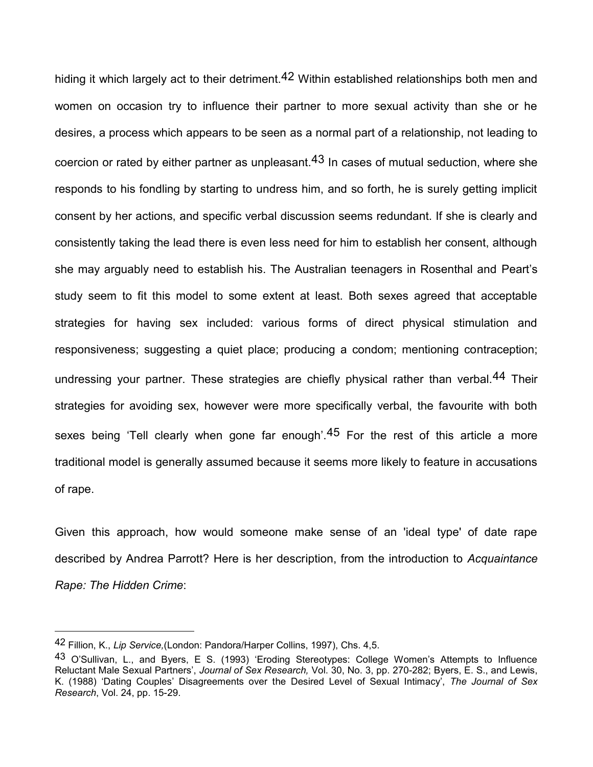hiding it which largely act to their detriment.[42] Within established relationships both men and women on occasion try to influence their partner to more sexual activity than she or he desires, a process which appears to be seen as a normal part of a relationship, not leading to coercion or rated by either partner as unpleasant.[43] In cases of mutual seduction, where she responds to his fondling by starting to undress him, and so forth, he is surely getting implicit consent by her actions, and specific verbal discussion seems redundant. If she is clearly and consistently taking the lead there is even less need for him to establish her consent, although she may arguably need to establish his. The Australian teenagers in Rosenthal and Peart's study seem to fit this model to some extent at least. Both sexes agreed that acceptable strategies for having sex included: various forms of direct physical stimulation and responsiveness; suggesting a quiet place; producing a condom; mentioning contraception; undressing your partner. These strategies are chiefly physical rather than verbal.[44] Their strategies for avoiding sex, however were more specifically verbal, the favourite with both sexes being 'Tell clearly when gone far enough'.[45] For the rest of this article a more traditional model is generally assumed because it seems more likely to feature in accusations of rape.

Given this approach, how would someone make sense of an 'ideal type' of date rape described by Andrea Parrott? Here is her description, from the introduction to *Acquaintance Rape: The Hidden Crime*:

---

[42] Fillion, K., *Lip Service,*(London: Pandora/Harper Collins, 1997), Chs. 4,5.

[43] O'Sullivan, L., and Byers, E S. (1993) 'Eroding Stereotypes: College Women's Attempts to Influence Reluctant Male Sexual Partners', *Journal of Sex Research,* Vol. 30, No. 3, pp. 270-282; Byers, E. S., and Lewis, K. (1988) 'Dating Couples' Disagreements over the Desired Level of Sexual Intimacy', *The Journal of Sex Research*, Vol. 24, pp. 15-29.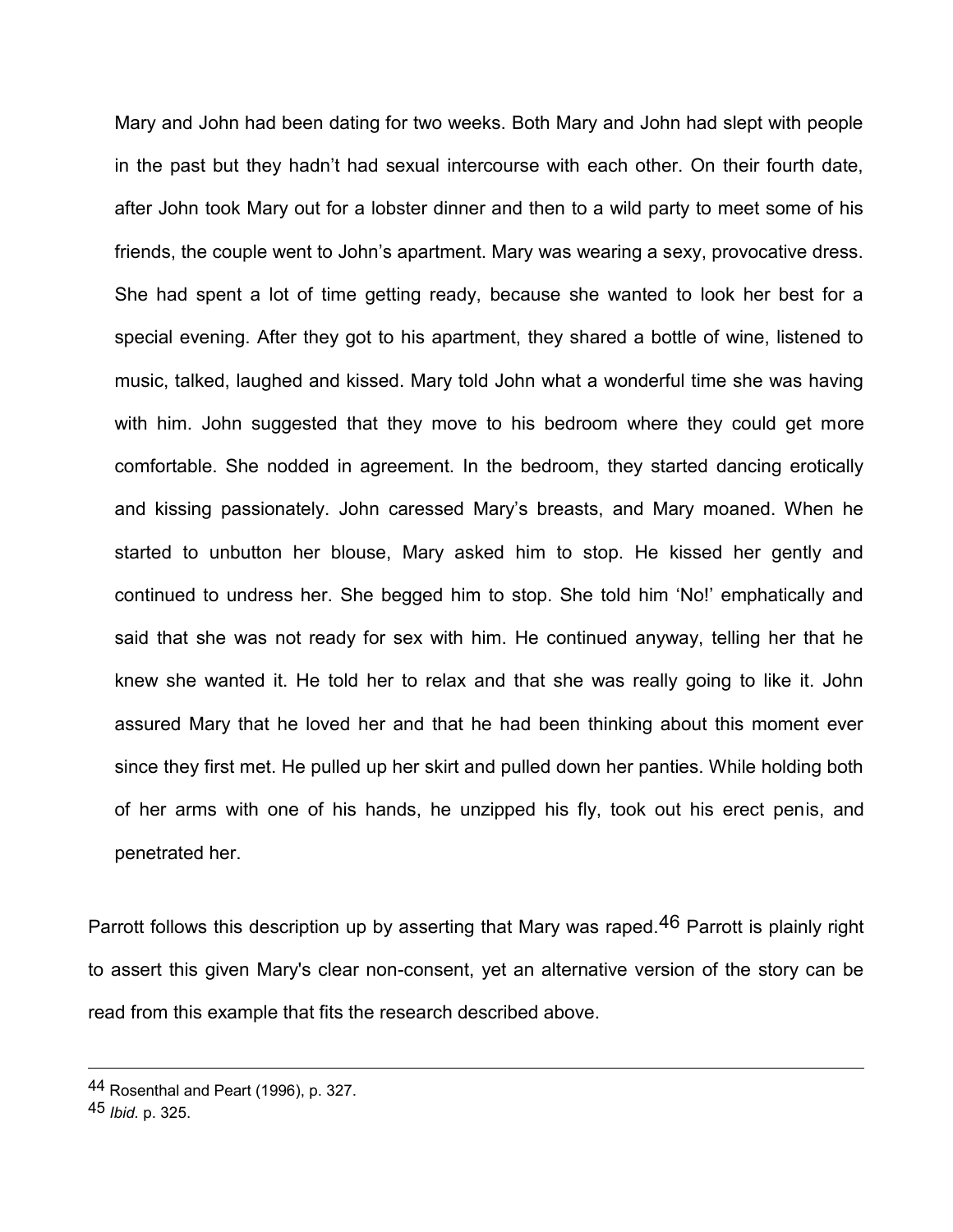> Mary and John had been dating for two weeks. Both Mary and John had slept with people in the past but they hadn't had sexual intercourse with each other. On their fourth date, after John took Mary out for a lobster dinner and then to a wild party to meet some of his friends, the couple went to John's apartment. Mary was wearing a sexy, provocative dress. She had spent a lot of time getting ready, because she wanted to look her best for a special evening. After they got to his apartment, they shared a bottle of wine, listened to music, talked, laughed and kissed. Mary told John what a wonderful time she was having with him. John suggested that they move to his bedroom where they could get more comfortable. She nodded in agreement. In the bedroom, they started dancing erotically and kissing passionately. John caressed Mary's breasts, and Mary moaned. When he started to unbutton her blouse, Mary asked him to stop. He kissed her gently and continued to undress her. She begged him to stop. She told him 'No!' emphatically and said that she was not ready for sex with him. He continued anyway, telling her that he knew she wanted it. He told her to relax and that she was really going to like it. John assured Mary that he loved her and that he had been thinking about this moment ever since they first met. He pulled up her skirt and pulled down her panties. While holding both of her arms with one of his hands, he unzipped his fly, took out his erect penis, and penetrated her.

Parrott follows this description up by asserting that Mary was raped.[46] Parrott is plainly right to assert this given Mary's clear non-consent, yet an alternative version of the story can be read from this example that fits the research described above.

---

[44] Rosenthal and Peart (1996), p. 327.

[45] *Ibid.* p. 325.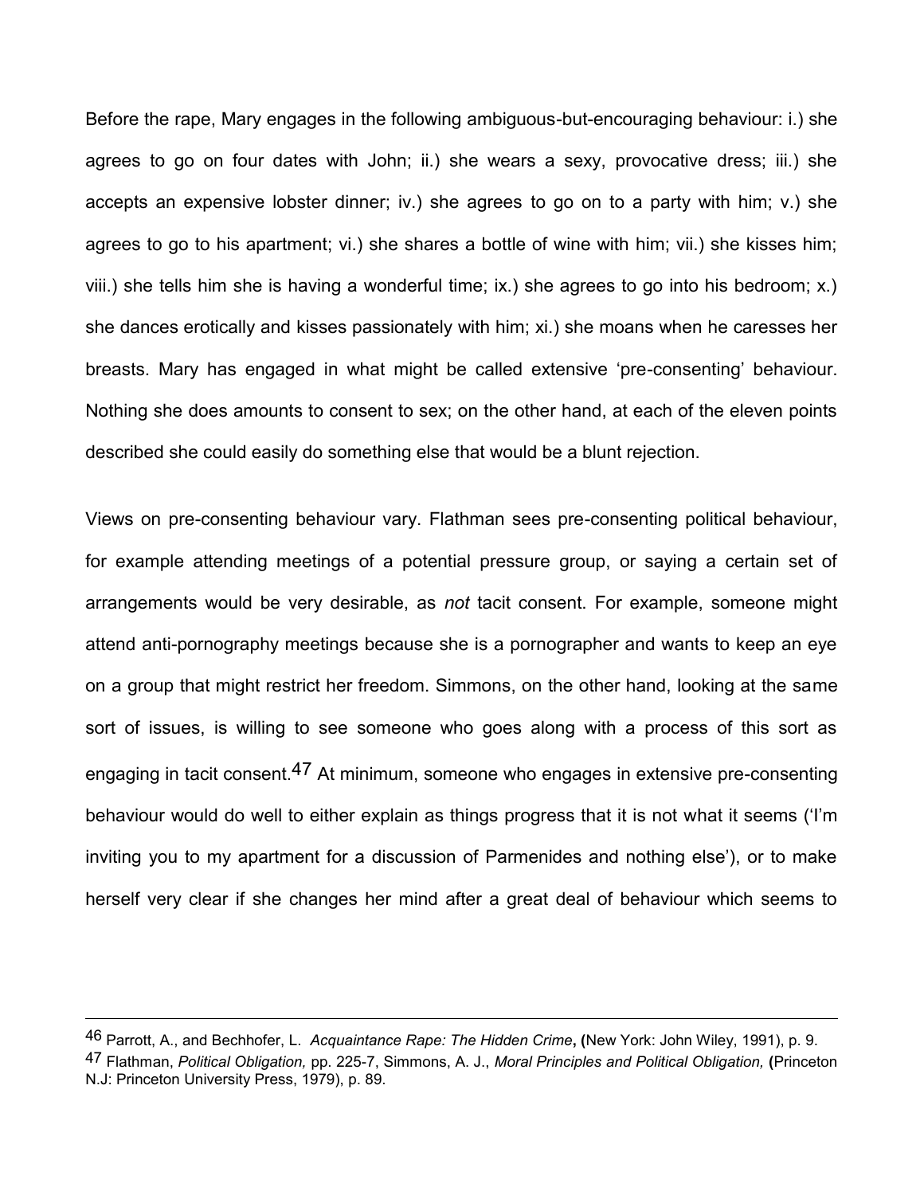Before the rape, Mary engages in the following ambiguous-but-encouraging behaviour: i.) she agrees to go on four dates with John; ii.) she wears a sexy, provocative dress; iii.) she accepts an expensive lobster dinner; iv.) she agrees to go on to a party with him; v.) she agrees to go to his apartment; vi.) she shares a bottle of wine with him; vii.) she kisses him; viii.) she tells him she is having a wonderful time; ix.) she agrees to go into his bedroom; x.) she dances erotically and kisses passionately with him; xi.) she moans when he caresses her breasts. Mary has engaged in what might be called extensive 'pre-consenting' behaviour. Nothing she does amounts to consent to sex; on the other hand, at each of the eleven points described she could easily do something else that would be a blunt rejection.

Views on pre-consenting behaviour vary. Flathman sees pre-consenting political behaviour, for example attending meetings of a potential pressure group, or saying a certain set of arrangements would be very desirable, as *not* tacit consent. For example, someone might attend anti-pornography meetings because she is a pornographer and wants to keep an eye on a group that might restrict her freedom. Simmons, on the other hand, looking at the same sort of issues, is willing to see someone who goes along with a process of this sort as engaging in tacit consent.[47] At minimum, someone who engages in extensive pre-consenting behaviour would do well to either explain as things progress that it is not what it seems ('I'm inviting you to my apartment for a discussion of Parmenides and nothing else'), or to make herself very clear if she changes her mind after a great deal of behaviour which seems to

---

[46] Parrott, A., and Bechhofer, L. *Acquaintance Rape: The Hidden Crime*, (New York: John Wiley, 1991), p. 9.

[47] Flathman, *Political Obligation,* pp. 225-7, Simmons, A. J., *Moral Principles and Political Obligation,* (Princeton N.J: Princeton University Press, 1979), p. 89.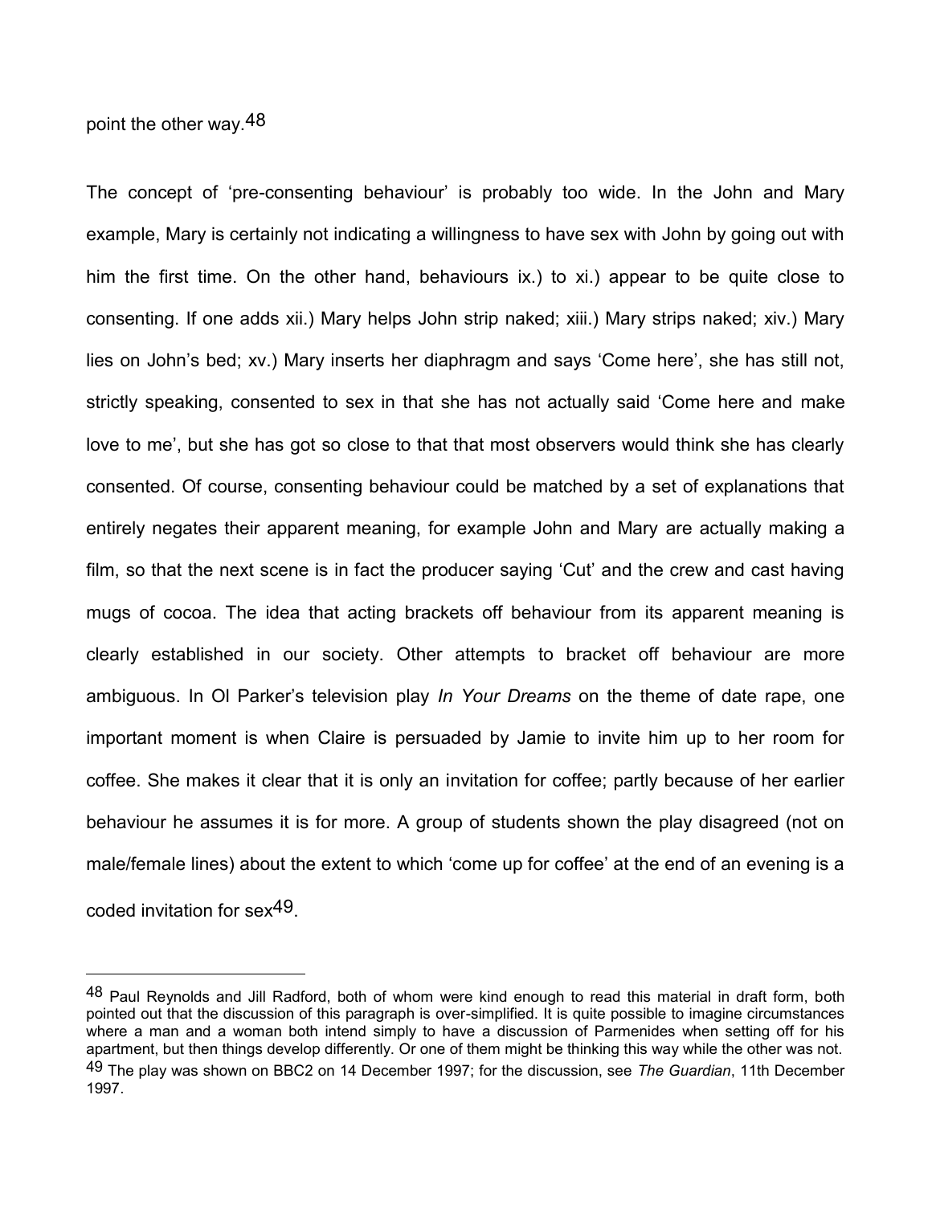point the other way.[48]

The concept of 'pre-consenting behaviour' is probably too wide. In the John and Mary example, Mary is certainly not indicating a willingness to have sex with John by going out with him the first time. On the other hand, behaviours ix.) to xi.) appear to be quite close to consenting. If one adds xii.) Mary helps John strip naked; xiii.) Mary strips naked; xiv.) Mary lies on John's bed; xv.) Mary inserts her diaphragm and says 'Come here', she has still not, strictly speaking, consented to sex in that she has not actually said 'Come here and make love to me', but she has got so close to that that most observers would think she has clearly consented. Of course, consenting behaviour could be matched by a set of explanations that entirely negates their apparent meaning, for example John and Mary are actually making a film, so that the next scene is in fact the producer saying 'Cut' and the crew and cast having mugs of cocoa. The idea that acting brackets off behaviour from its apparent meaning is clearly established in our society. Other attempts to bracket off behaviour are more ambiguous. In Ol Parker's television play *In Your Dreams* on the theme of date rape, one important moment is when Claire is persuaded by Jamie to invite him up to her room for coffee. She makes it clear that it is only an invitation for coffee; partly because of her earlier behaviour he assumes it is for more. A group of students shown the play disagreed (not on male/female lines) about the extent to which 'come up for coffee' at the end of an evening is a coded invitation for sex[49].

---

[48] Paul Reynolds and Jill Radford, both of whom were kind enough to read this material in draft form, both pointed out that the discussion of this paragraph is over-simplified. It is quite possible to imagine circumstances where a man and a woman both intend simply to have a discussion of Parmenides when setting off for his apartment, but then things develop differently. Or one of them might be thinking this way while the other was not.

[49] The play was shown on BBC2 on 14 December 1997; for the discussion, see *The Guardian*, 11th December 1997.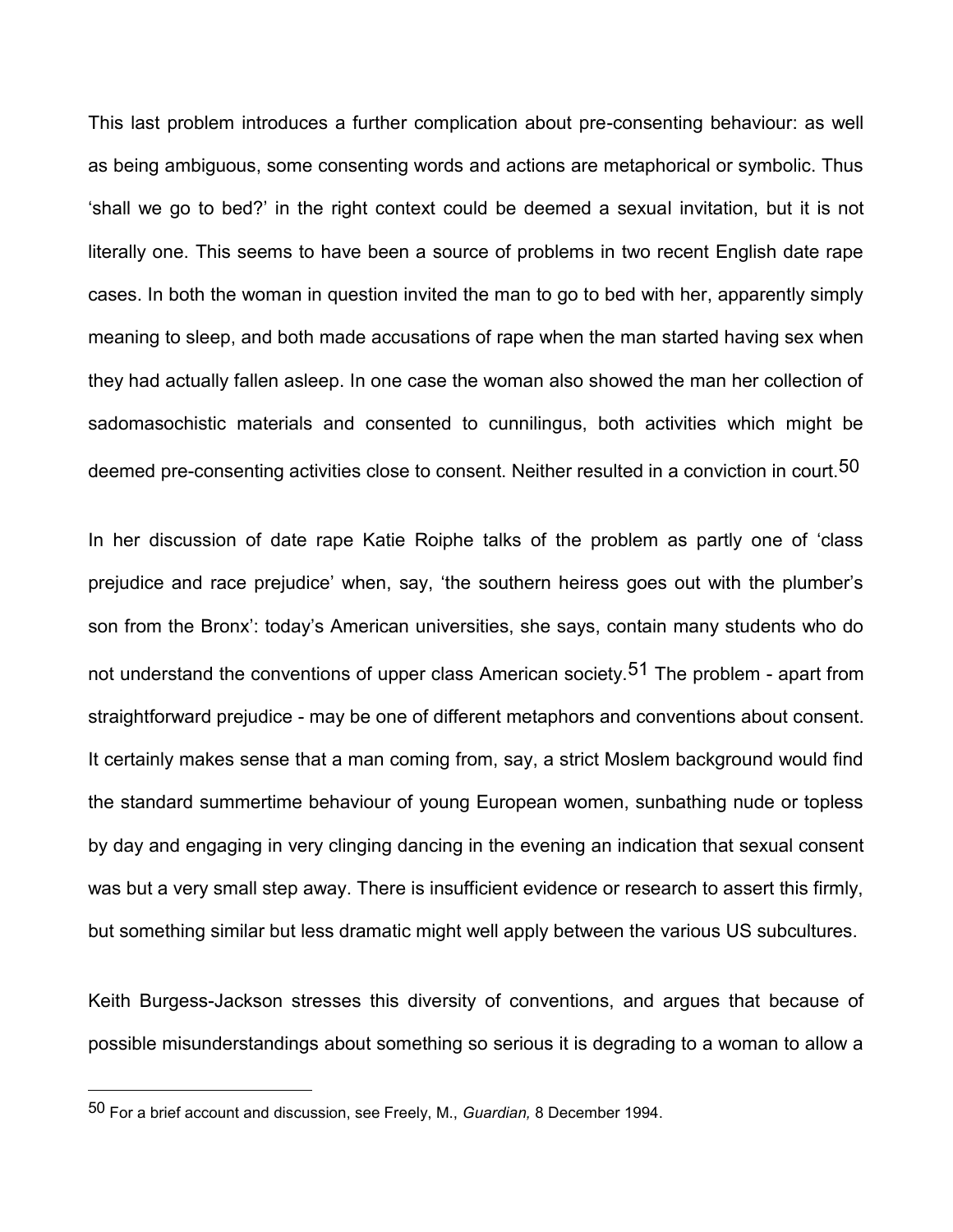This last problem introduces a further complication about pre-consenting behaviour: as well as being ambiguous, some consenting words and actions are metaphorical or symbolic. Thus 'shall we go to bed?' in the right context could be deemed a sexual invitation, but it is not literally one. This seems to have been a source of problems in two recent English date rape cases. In both the woman in question invited the man to go to bed with her, apparently simply meaning to sleep, and both made accusations of rape when the man started having sex when they had actually fallen asleep. In one case the woman also showed the man her collection of sadomasochistic materials and consented to cunnilingus, both activities which might be deemed pre-consenting activities close to consent. Neither resulted in a conviction in court.[50]

In her discussion of date rape Katie Roiphe talks of the problem as partly one of 'class prejudice and race prejudice' when, say, 'the southern heiress goes out with the plumber's son from the Bronx': today's American universities, she says, contain many students who do not understand the conventions of upper class American society.[51] The problem - apart from straightforward prejudice - may be one of different metaphors and conventions about consent. It certainly makes sense that a man coming from, say, a strict Moslem background would find the standard summertime behaviour of young European women, sunbathing nude or topless by day and engaging in very clinging dancing in the evening an indication that sexual consent was but a very small step away. There is insufficient evidence or research to assert this firmly, but something similar but less dramatic might well apply between the various US subcultures.

Keith Burgess-Jackson stresses this diversity of conventions, and argues that because of possible misunderstandings about something so serious it is degrading to a woman to allow a

---

[50] For a brief account and discussion, see Freely, M., *Guardian,* 8 December 1994.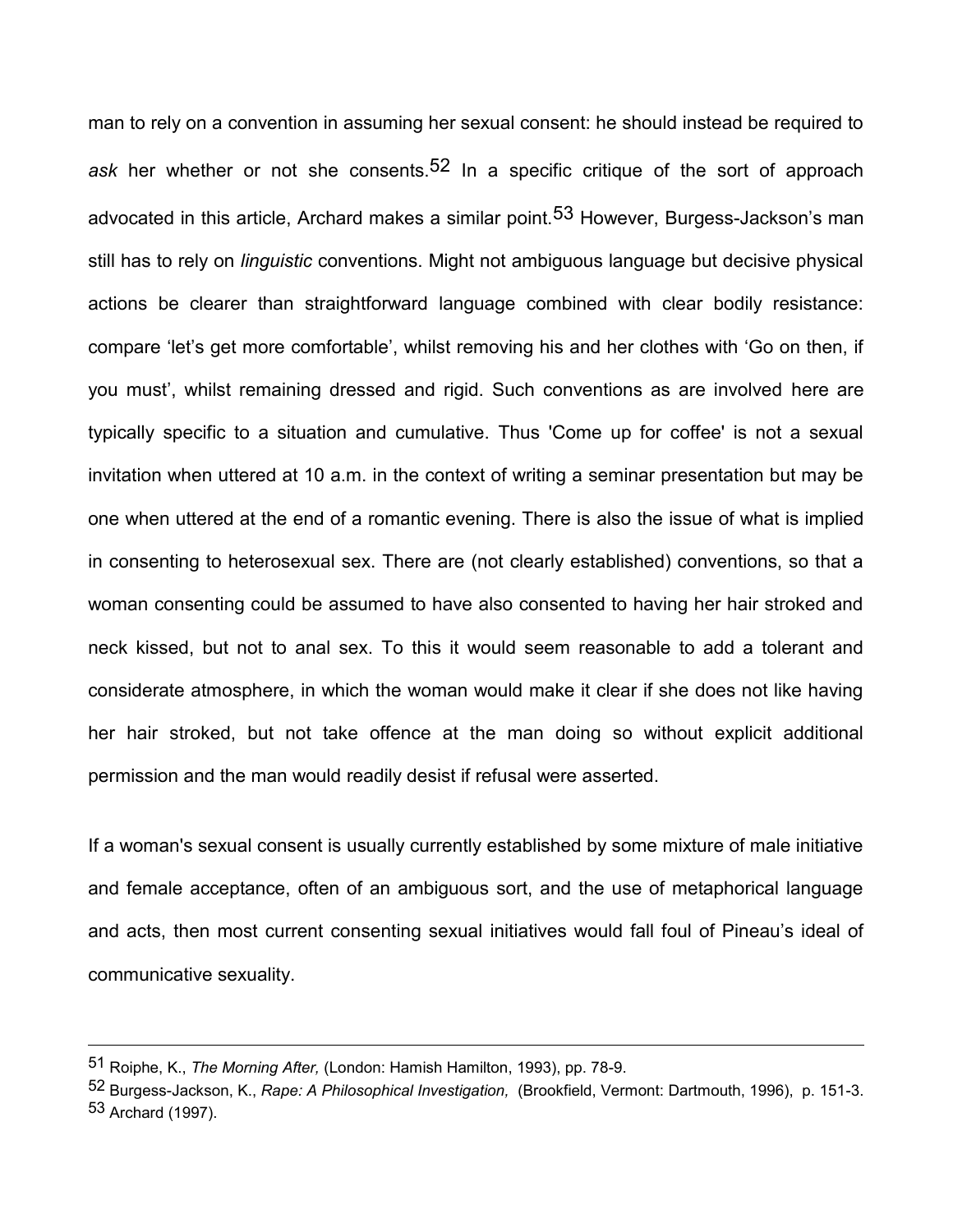man to rely on a convention in assuming her sexual consent: he should instead be required to *ask* her whether or not she consents.[52] In a specific critique of the sort of approach advocated in this article, Archard makes a similar point.[53] However, Burgess-Jackson's man still has to rely on *linguistic* conventions. Might not ambiguous language but decisive physical actions be clearer than straightforward language combined with clear bodily resistance: compare 'let's get more comfortable', whilst removing his and her clothes with 'Go on then, if you must', whilst remaining dressed and rigid. Such conventions as are involved here are typically specific to a situation and cumulative. Thus 'Come up for coffee' is not a sexual invitation when uttered at 10 a.m. in the context of writing a seminar presentation but may be one when uttered at the end of a romantic evening. There is also the issue of what is implied in consenting to heterosexual sex. There are (not clearly established) conventions, so that a woman consenting could be assumed to have also consented to having her hair stroked and neck kissed, but not to anal sex. To this it would seem reasonable to add a tolerant and considerate atmosphere, in which the woman would make it clear if she does not like having her hair stroked, but not take offence at the man doing so without explicit additional permission and the man would readily desist if refusal were asserted.

If a woman's sexual consent is usually currently established by some mixture of male initiative and female acceptance, often of an ambiguous sort, and the use of metaphorical language and acts, then most current consenting sexual initiatives would fall foul of Pineau's ideal of communicative sexuality.

---

[51] Roiphe, K., *The Morning After,* (London: Hamish Hamilton, 1993), pp. 78-9.

[52] Burgess-Jackson, K., *Rape: A Philosophical Investigation,* (Brookfield, Vermont: Dartmouth, 1996), p. 151-3.

[53] Archard (1997).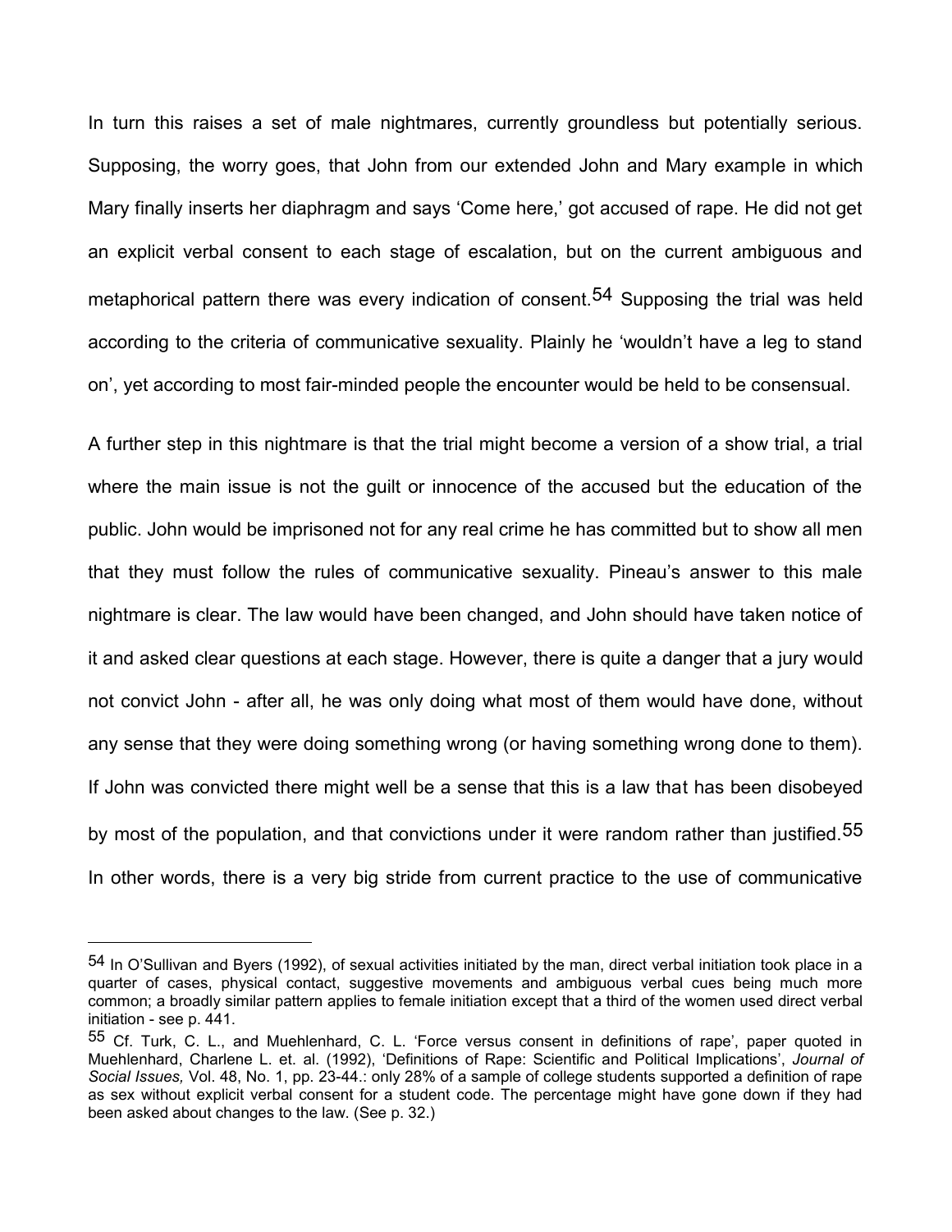In turn this raises a set of male nightmares, currently groundless but potentially serious. Supposing, the worry goes, that John from our extended John and Mary example in which Mary finally inserts her diaphragm and says 'Come here,' got accused of rape. He did not get an explicit verbal consent to each stage of escalation, but on the current ambiguous and metaphorical pattern there was every indication of consent.[54] Supposing the trial was held according to the criteria of communicative sexuality. Plainly he 'wouldn't have a leg to stand on', yet according to most fair-minded people the encounter would be held to be consensual.

A further step in this nightmare is that the trial might become a version of a show trial, a trial where the main issue is not the guilt or innocence of the accused but the education of the public. John would be imprisoned not for any real crime he has committed but to show all men that they must follow the rules of communicative sexuality. Pineau's answer to this male nightmare is clear. The law would have been changed, and John should have taken notice of it and asked clear questions at each stage. However, there is quite a danger that a jury would not convict John - after all, he was only doing what most of them would have done, without any sense that they were doing something wrong (or having something wrong done to them). If John was convicted there might well be a sense that this is a law that has been disobeyed by most of the population, and that convictions under it were random rather than justified.[55] In other words, there is a very big stride from current practice to the use of communicative

---

[54] In O'Sullivan and Byers (1992), of sexual activities initiated by the man, direct verbal initiation took place in a quarter of cases, physical contact, suggestive movements and ambiguous verbal cues being much more common; a broadly similar pattern applies to female initiation except that a third of the women used direct verbal initiation - see p. 441.

[55] Cf. Turk, C. L., and Muehlenhard, C. L. 'Force versus consent in definitions of rape', paper quoted in Muehlenhard, Charlene L. et. al. (1992), 'Definitions of Rape: Scientific and Political Implications', *Journal of Social Issues,* Vol. 48, No. 1, pp. 23-44.: only 28% of a sample of college students supported a definition of rape as sex without explicit verbal consent for a student code. The percentage might have gone down if they had been asked about changes to the law. (See p. 32.)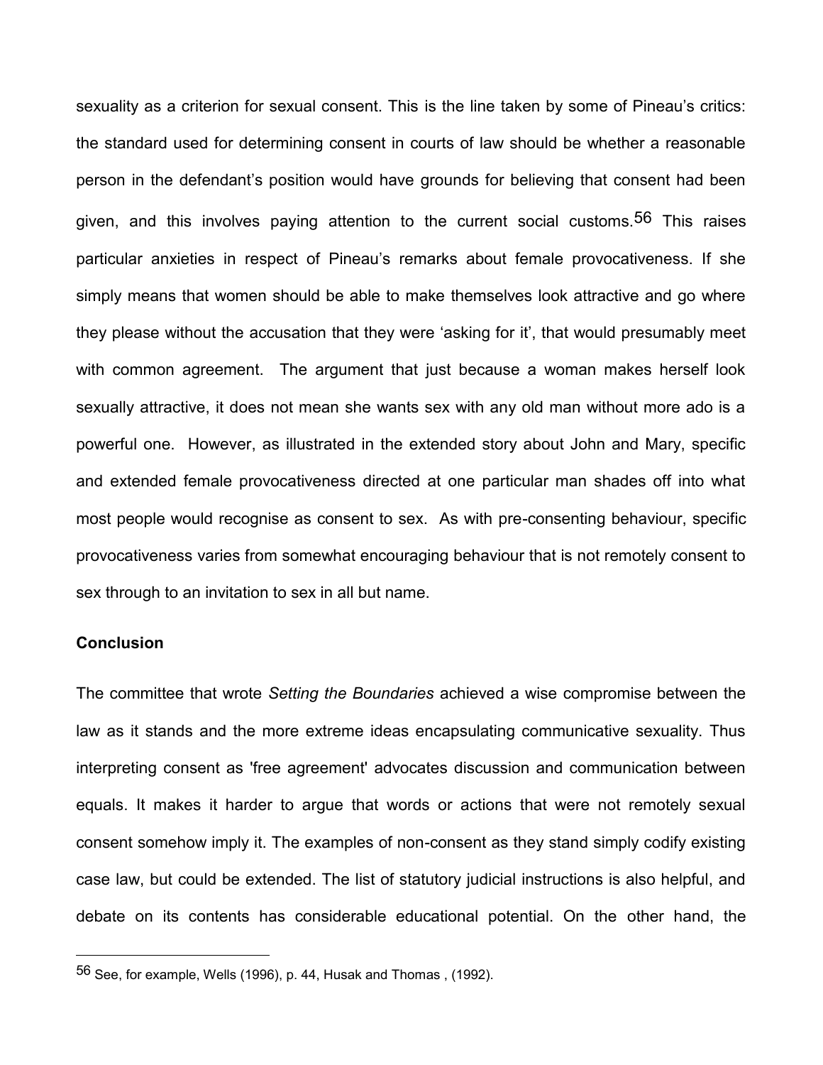sexuality as a criterion for sexual consent. This is the line taken by some of Pineau's critics: the standard used for determining consent in courts of law should be whether a reasonable person in the defendant's position would have grounds for believing that consent had been given, and this involves paying attention to the current social customs.[56] This raises particular anxieties in respect of Pineau's remarks about female provocativeness. If she simply means that women should be able to make themselves look attractive and go where they please without the accusation that they were 'asking for it', that would presumably meet with common agreement. The argument that just because a woman makes herself look sexually attractive, it does not mean she wants sex with any old man without more ado is a powerful one. However, as illustrated in the extended story about John and Mary, specific and extended female provocativeness directed at one particular man shades off into what most people would recognise as consent to sex. As with pre-consenting behaviour, specific provocativeness varies from somewhat encouraging behaviour that is not remotely consent to sex through to an invitation to sex in all but name.

**Conclusion**

The committee that wrote *Setting the Boundaries* achieved a wise compromise between the law as it stands and the more extreme ideas encapsulating communicative sexuality. Thus interpreting consent as 'free agreement' advocates discussion and communication between equals. It makes it harder to argue that words or actions that were not remotely sexual consent somehow imply it. The examples of non-consent as they stand simply codify existing case law, but could be extended. The list of statutory judicial instructions is also helpful, and debate on its contents has considerable educational potential. On the other hand, the

---

[56] See, for example, Wells (1996), p. 44, Husak and Thomas , (1992).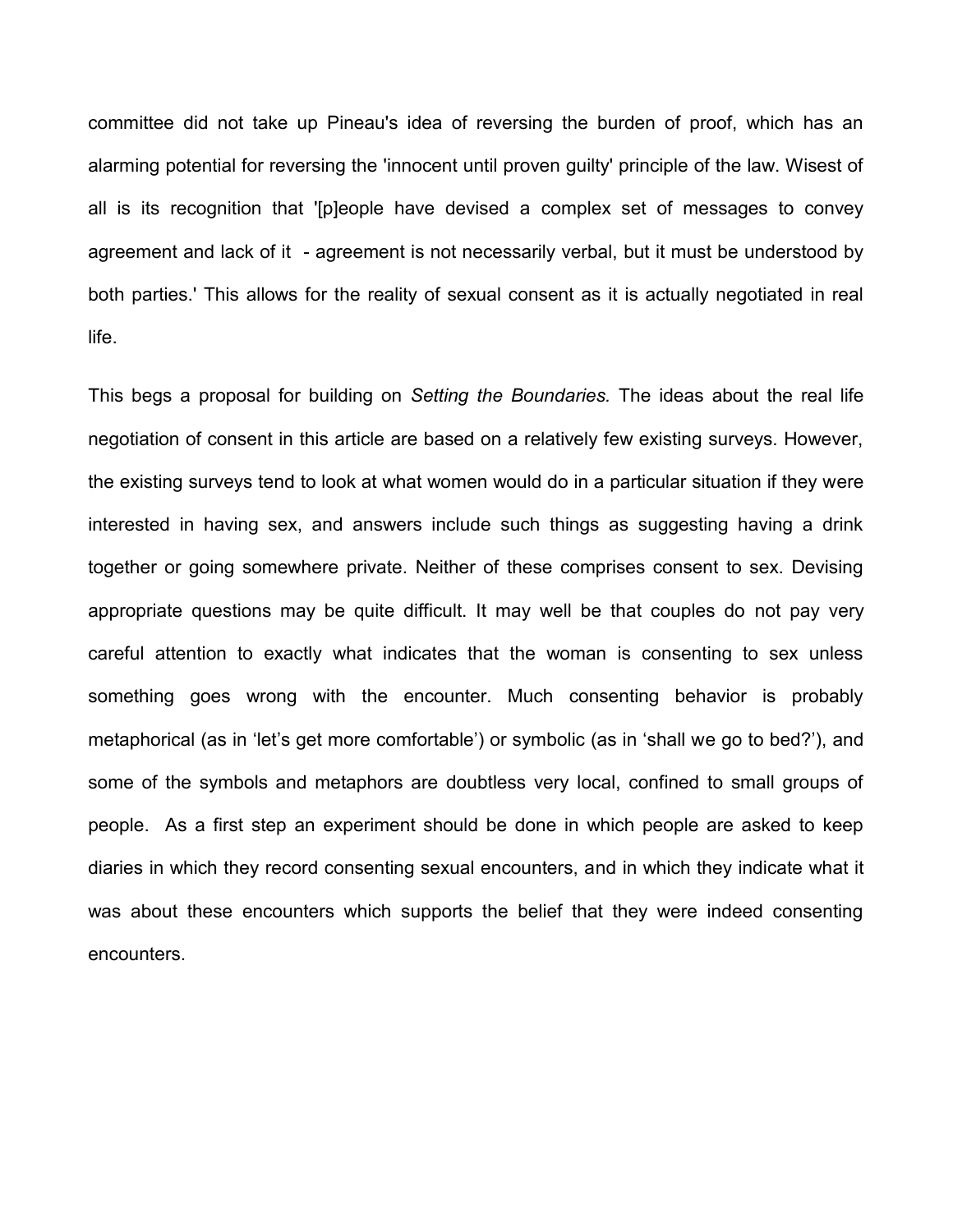committee did not take up Pineau's idea of reversing the burden of proof, which has an alarming potential for reversing the 'innocent until proven guilty' principle of the law. Wisest of all is its recognition that '[p]eople have devised a complex set of messages to convey agreement and lack of it - agreement is not necessarily verbal, but it must be understood by both parties.' This allows for the reality of sexual consent as it is actually negotiated in real life.

This begs a proposal for building on *Setting the Boundaries.* The ideas about the real life negotiation of consent in this article are based on a relatively few existing surveys. However, the existing surveys tend to look at what women would do in a particular situation if they were interested in having sex, and answers include such things as suggesting having a drink together or going somewhere private. Neither of these comprises consent to sex. Devising appropriate questions may be quite difficult. It may well be that couples do not pay very careful attention to exactly what indicates that the woman is consenting to sex unless something goes wrong with the encounter. Much consenting behavior is probably metaphorical (as in 'let's get more comfortable') or symbolic (as in 'shall we go to bed?'), and some of the symbols and metaphors are doubtless very local, confined to small groups of people. As a first step an experiment should be done in which people are asked to keep diaries in which they record consenting sexual encounters, and in which they indicate what it was about these encounters which supports the belief that they were indeed consenting encounters.